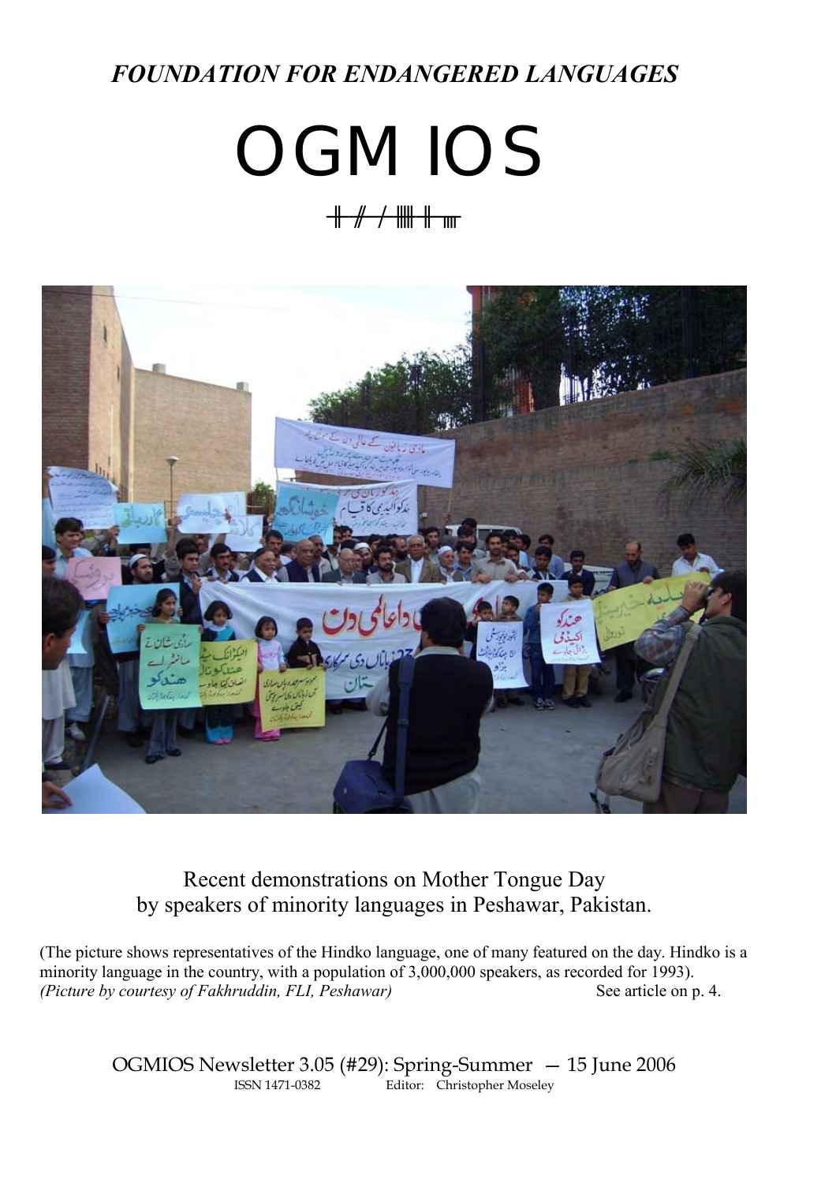*FOUNDATION FOR ENDANGERED LANGUAGES*

# OGMIOS

Recent demonstrations on Mother Tongue Day by speakers of minority languages in Peshawar, Pakistan.

(The picture shows representatives of the Hindko language, one of many featured on the day. Hindko is a minority language in the country, with a population of 3,000,000 speakers, as recorded for 1993).
*(Picture by courtesy of Fakhruddin, FLI, Peshawar)* See article on p. 4.

OGMIOS Newsletter 3.05 (#29): Spring-Summer — 15 June 2006
ISSN 1471-0382 Editor: Christopher Moseley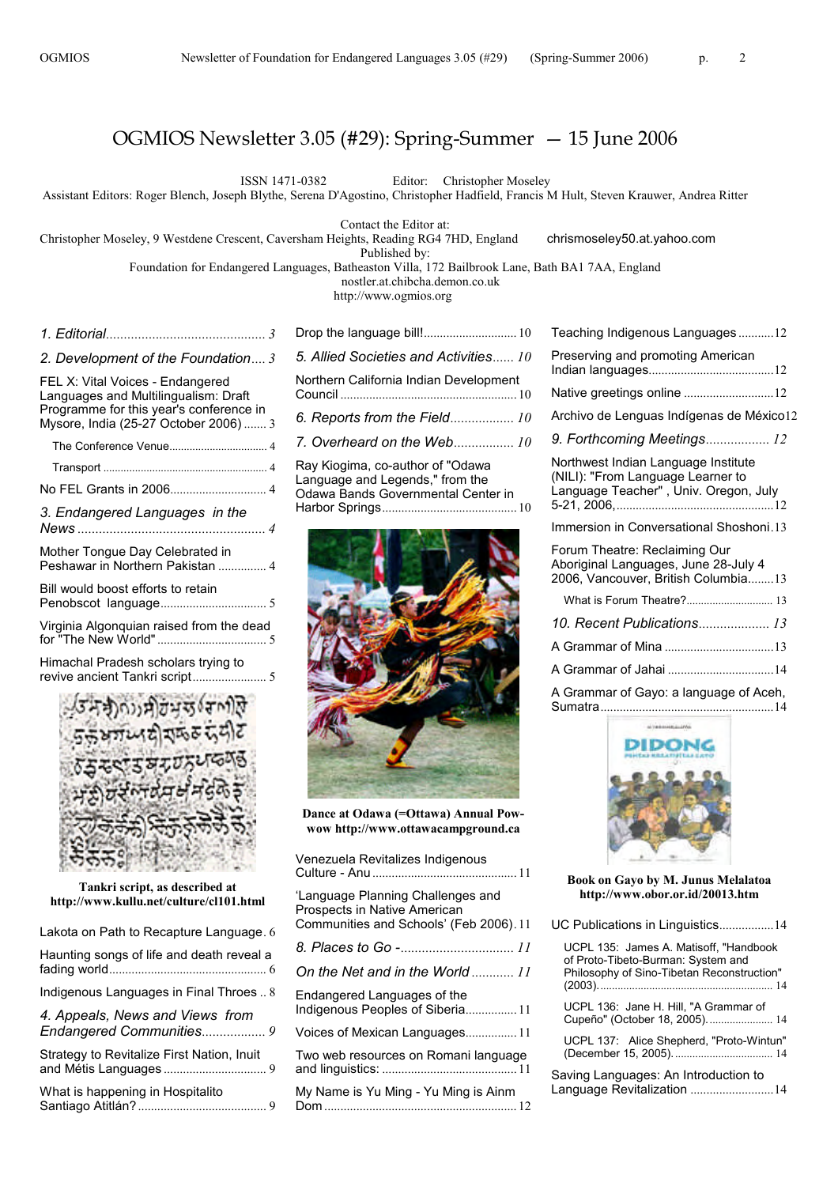# OGMIOS Newsletter 3.05 (#29): Spring-Summer — 15 June 2006

ISSN 1471-0382 Editor: Christopher Moseley

Assistant Editors: Roger Blench, Joseph Blythe, Serena D'Agostino, Christopher Hadfield, Francis M Hult, Steven Krauwer, Andrea Ritter

Contact the Editor at:
Christopher Moseley, 9 Westdene Crescent, Caversham Heights, Reading RG4 7HD, England chrismoseley50.at.yahoo.com

Published by:
Foundation for Endangered Languages, Batheaston Villa, 172 Bailbrook Lane, Bath BA1 7AA, England
nostler.at.chibcha.demon.co.uk
http://www.ogmios.org

*1. Editorial* ............ 3

*2. Development of the Foundation* .... 3

FEL X: Vital Voices - Endangered Languages and Multilingualism: Draft Programme for this year's conference in Mysore, India (25-27 October 2006) ....... 3

- The Conference Venue ............ 4
- Transport ............ 4

No FEL Grants in 2006 ............ 4

*3. Endangered Languages in the News* ............ 4

Mother Tongue Day Celebrated in Peshawar in Northern Pakistan ............ 4

Bill would boost efforts to retain Penobscot language ............ 5

Virginia Algonquian raised from the dead for "The New World" ............ 5

Himachal Pradesh scholars trying to revive ancient Tankri script ............ 5

**Tankri script, as described at http://www.kullu.net/culture/cl101.html**

Lakota on Path to Recapture Language. 6

Haunting songs of life and death reveal a fading world ............ 6

Indigenous Languages in Final Throes .. 8

*4. Appeals, News and Views from Endangered Communities* ............ 9

Strategy to Revitalize First Nation, Inuit and Métis Languages ............ 9

What is happening in Hospitalito Santiago Atitlán? ............ 9

Drop the language bill! ............ 10

*5. Allied Societies and Activities* ...... 10

Northern California Indian Development Council ............ 10

*6. Reports from the Field* ............ 10

*7. Overheard on the Web* ............ 10

Ray Kiogima, co-author of "Odawa Language and Legends," from the Odawa Bands Governmental Center in Harbor Springs ............ 10

**Dance at Odawa (=Ottawa) Annual Pow-wow http://www.ottawacampground.ca**

Venezuela Revitalizes Indigenous Culture - Anu ............ 11

'Language Planning Challenges and Prospects in Native American Communities and Schools' (Feb 2006). 11

*8. Places to Go* - ............ 11

*On the Net and in the World* ............ 11

Endangered Languages of the Indigenous Peoples of Siberia ............ 11

Voices of Mexican Languages ............ 11

Two web resources on Romani language and linguistics: ............ 11

My Name is Yu Ming - Yu Ming is Ainm Dom ............ 12

Teaching Indigenous Languages ............ 12

Preserving and promoting American Indian languages ............ 12

Native greetings online ............ 12

Archivo de Lenguas Indígenas de México 12

*9. Forthcoming Meetings* ............ 12

Northwest Indian Language Institute (NILI): "From Language Learner to Language Teacher" , Univ. Oregon, July 5-21, 2006, ............ 12

Immersion in Conversational Shoshoni . 13

Forum Theatre: Reclaiming Our Aboriginal Languages, June 28-July 4 2006, Vancouver, British Columbia ........ 13

- What is Forum Theatre? ............ 13

*10. Recent Publications* ............ 13

A Grammar of Mina ............ 13

A Grammar of Jahai ............ 14

A Grammar of Gayo: a language of Aceh, Sumatra ............ 14

**Book on Gayo by M. Junus Melalatoa http://www.obor.or.id/20013.htm**

UC Publications in Linguistics ............ 14

- UCPL 135: James A. Matisoff, "Handbook of Proto-Tibeto-Burman: System and Philosophy of Sino-Tibetan Reconstruction" (2003). ............ 14
- UCPL 136: Jane H. Hill, "A Grammar of Cupeño" (October 18, 2005). ............ 14
- UCPL 137: Alice Shepherd, "Proto-Wintun" (December 15, 2005). ............ 14

Saving Languages: An Introduction to Language Revitalization ............ 14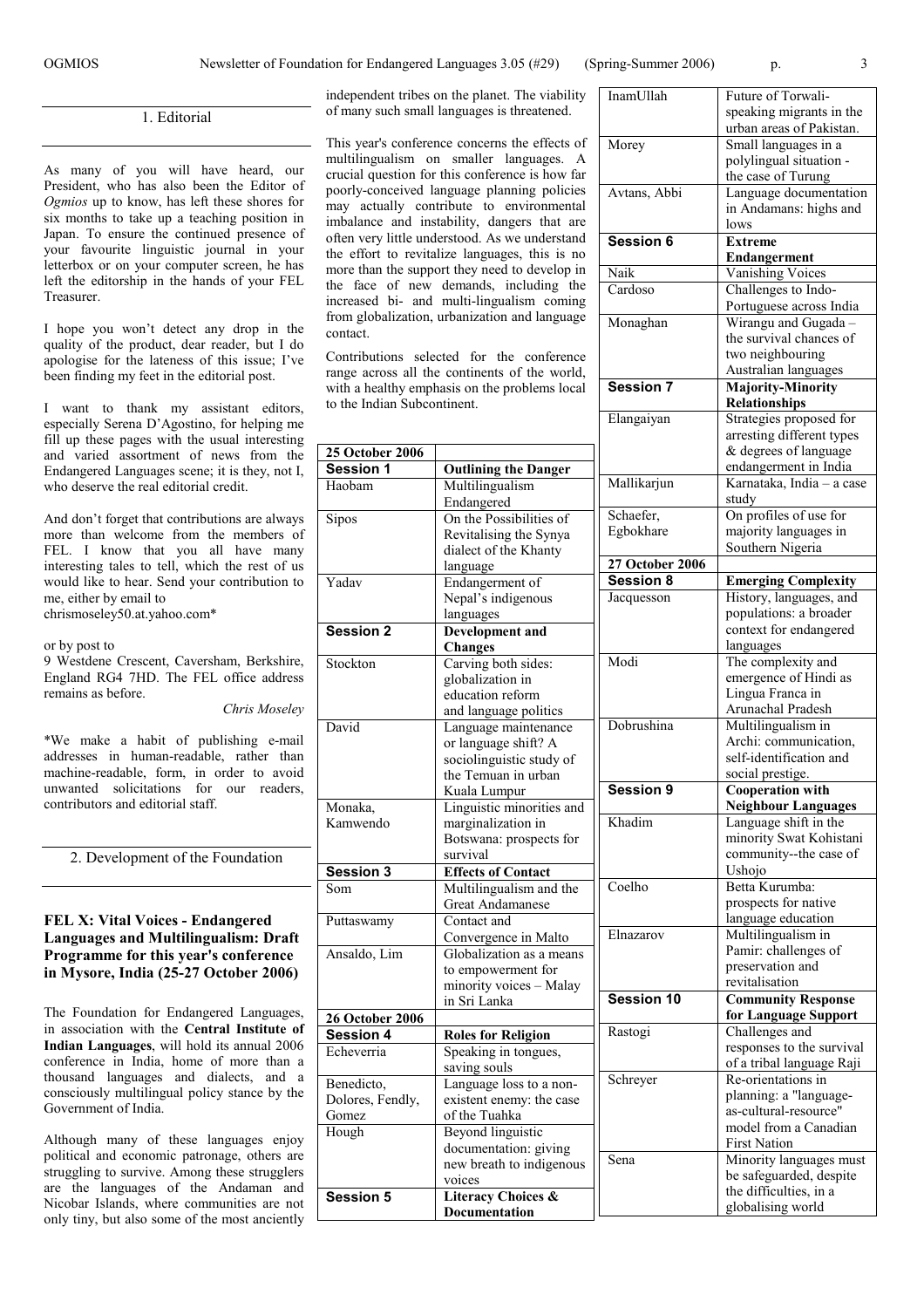## 1. Editorial

As many of you will have heard, our President, who has also been the Editor of *Ogmios* up to know, has left these shores for six months to take up a teaching position in Japan. To ensure the continued presence of your favourite linguistic journal in your letterbox or on your computer screen, he has left the editorship in the hands of your FEL Treasurer.

I hope you won't detect any drop in the quality of the product, dear reader, but I do apologise for the lateness of this issue; I've been finding my feet in the editorial post.

I want to thank my assistant editors, especially Serena D'Agostino, for helping me fill up these pages with the usual interesting and varied assortment of news from the Endangered Languages scene; it is they, not I, who deserve the real editorial credit.

And don't forget that contributions are always more than welcome from the members of FEL. I know that you all have many interesting tales to tell, which the rest of us would like to hear. Send your contribution to me, either by email to
chrismoseley50.at.yahoo.com*

or by post to
9 Westdene Crescent, Caversham, Berkshire, England RG4 7HD. The FEL office address remains as before.

*Chris Moseley*

*We make a habit of publishing e-mail addresses in human-readable, rather than machine-readable, form, in order to avoid unwanted solicitations for our readers, contributors and editorial staff.

## 2. Development of the Foundation

### FEL X: Vital Voices - Endangered Languages and Multilingualism: Draft Programme for this year's conference in Mysore, India (25-27 October 2006)

The Foundation for Endangered Languages, in association with the **Central Institute of Indian Languages**, will hold its annual 2006 conference in India, home of more than a thousand languages and dialects, and a consciously multilingual policy stance by the Government of India.

Although many of these languages enjoy political and economic patronage, others are struggling to survive. Among these strugglers are the languages of the Andaman and Nicobar Islands, where communities are not only tiny, but also some of the most anciently independent tribes on the planet. The viability of many such small languages is threatened.

This year's conference concerns the effects of multilingualism on smaller languages. A crucial question for this conference is how far poorly-conceived language planning policies may actually contribute to environmental imbalance and instability, dangers that are often very little understood. As we understand the effort to revitalize languages, this is no more than the support they need to develop in the face of new demands, including the increased bi- and multi-lingualism coming from globalization, urbanization and language contact.

Contributions selected for the conference range across all the continents of the world, with a healthy emphasis on the problems local to the Indian Subcontinent.

| **25 October 2006** | |
|---|---|
| **Session 1** | **Outlining the Danger** |
| Haobam | Multilingualism Endangered |
| Sipos | On the Possibilities of Revitalising the Synya dialect of the Khanty language |
| Yadav | Endangerment of Nepal's indigenous languages |
| **Session 2** | **Development and Changes** |
| Stockton | Carving both sides: globalization in education reform and language politics |
| David | Language maintenance or language shift? A sociolinguistic study of the Temuan in urban Kuala Lumpur |
| Monaka, Kamwendo | Linguistic minorities and marginalization in Botswana: prospects for survival |
| **Session 3** | **Effects of Contact** |
| Som | Multilingualism and the Great Andamanese |
| Puttaswamy | Contact and Convergence in Malto |
| Ansaldo, Lim | Globalization as a means to empowerment for minority voices – Malay in Sri Lanka |
| **26 October 2006** | |
| **Session 4** | **Roles for Religion** |
| Echeverria | Speaking in tongues, saving souls |
| Benedicto, Dolores, Fendly, Gomez | Language loss to a non-existent enemy: the case of the Tuahka |
| Hough | Beyond linguistic documentation: giving new breath to indigenous voices |
| **Session 5** | **Literacy Choices & Documentation** |
| InamUllah | Future of Torwali-speaking migrants in the urban areas of Pakistan. |
| Morey | Small languages in a polylingual situation - the case of Turung |
| Avtans, Abbi | Language documentation in Andamans: highs and lows |
| **Session 6** | **Extreme Endangerment** |
| Naik | Vanishing Voices |
| Cardoso | Challenges to Indo-Portuguese across India |
| Monaghan | Wirangu and Gugada – the survival chances of two neighbouring Australian languages |
| **Session 7** | **Majority-Minority Relationships** |
| Elangaiyan | Strategies proposed for arresting different types & degrees of language endangerment in India |
| Mallikarjun | Karnataka, India – a case study |
| Schaefer, Egbokhare | On profiles of use for majority languages in Southern Nigeria |
| **27 October 2006** | |
| **Session 8** | **Emerging Complexity** |
| Jacquesson | History, languages, and populations: a broader context for endangered languages |
| Modi | The complexity and emergence of Hindi as Lingua Franca in Arunachal Pradesh |
| Dobrushina | Multilingualism in Archi: communication, self-identification and social prestige. |
| **Session 9** | **Cooperation with Neighbour Languages** |
| Khadim | Language shift in the minority Swat Kohistani community--the case of Ushojo |
| Coelho | Betta Kurumba: prospects for native language education |
| Elnazarov | Multilingualism in Pamir: challenges of preservation and revitalisation |
| **Session 10** | **Community Response for Language Support** |
| Rastogi | Challenges and responses to the survival of a tribal language Raji |
| Schreyer | Re-orientations in planning: a "language-as-cultural-resource" model from a Canadian First Nation |
| Sena | Minority languages must be safeguarded, despite the difficulties, in a globalising world |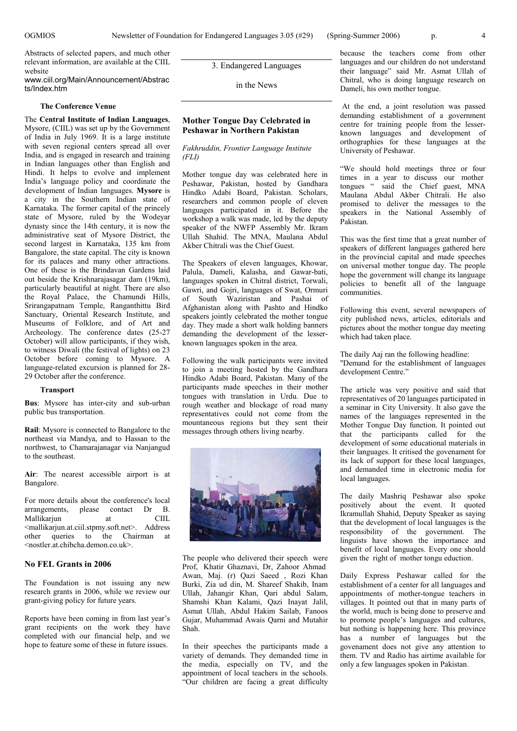Abstracts of selected papers, and much other relevant information, are available at the CIIL website
www.ciil.org/Main/Announcement/Abstracts/Index.htm

#### The Conference Venue

The **Central Institute of Indian Languages**, Mysore, (CIIL) was set up by the Government of India in July 1969. It is a large institute with seven regional centers spread all over India, and is engaged in research and training in Indian languages other than English and Hindi. It helps to evolve and implement India's language policy and coordinate the development of Indian languages. **Mysore** is a city in the Southern Indian state of Karnataka. The former capital of the princely state of Mysore, ruled by the Wodeyar dynasty since the 14th century, it is now the administrative seat of Mysore District, the second largest in Karnataka, 135 km from Bangalore, the state capital. The city is known for its palaces and many other attractions. One of these is the Brindavan Gardens laid out beside the Krishnarajasagar dam (19km), particularly beautiful at night. There are also the Royal Palace, the Chamundi Hills, Srirangapatnam Temple, Ranganthittu Bird Sanctuary, Oriental Research Institute, and Museums of Folklore, and of Art and Archeology. The conference dates (25-27 October) will allow participants, if they wish, to witness Diwali (the festival of lights) on 23 October before coming to Mysore. A language-related excursion is planned for 28-29 October after the conference.

#### Transport

**Bus**: Mysore has inter-city and sub-urban public bus transportation.

**Rail**: Mysore is connected to Bangalore to the northeast via Mandya, and to Hassan to the northwest, to Chamarajanagar via Nanjangud to the southeast.

**Air**: The nearest accessible airport is at Bangalore.

For more details about the conference's local arrangements, please contact Dr B. Mallikarjun at CIIL <mallikarjun.at.ciil.stpmy.soft.net>. Address other queries to the Chairman at <nostler.at.chibcha.demon.co.uk>.

### No FEL Grants in 2006

The Foundation is not issuing any new research grants in 2006, while we review our grant-giving policy for future years.

Reports have been coming in from last year's grant recipients on the work they have completed with our financial help, and we hope to feature some of these in future issues.

## 3. Endangered Languages in the News

### Mother Tongue Day Celebrated in Peshawar in Northern Pakistan

*Fakhruddin, Frontier Language Institute (FLI)*

Mother tongue day was celebrated here in Peshawar, Pakistan, hosted by Gandhara Hindko Adabi Board, Pakistan. Scholars, researchers and common people of eleven languages participated in it. Before the workshop a walk was made, led by the deputy speaker of the NWFP Assembly Mr. Ikram Ullah Shahid. The MNA, Maulana Abdul Akber Chitrali was the Chief Guest.

The Speakers of eleven languages, Khowar, Palula, Dameli, Kalasha, and Gawar-bati, languages spoken in Chitral district, Torwali, Gawri, and Gojri, languages of Swat, Ormuri of South Waziristan and Pashai of Afghanistan along with Pashto and Hindko speakers jointly celebrated the mother tongue day. They made a short walk holding banners demanding the development of the lesser-known languages spoken in the area.

Following the walk participants were invited to join a meeting hosted by the Gandhara Hindko Adabi Board, Pakistan. Many of the participants made speeches in their mother tongues with translation in Urdu. Due to rough weather and blockage of road many representatives could not come from the mountaneous regions but they sent their messages through others living nearby.

The people who delivered their speech were Prof, Khatir Ghaznavi, Dr, Zahoor Ahmad Awan, Maj. (r) Qazi Saeed , Rozi Khan Burki, Zia ud din, M. Shareef Shakib, Inam Ullah, Jahangir Khan, Qari abdul Salam, Shamshi Khan Kalami, Qazi Inayat Jalil, Asmat Ullah, Abdul Hakim Sailab, Fanoos Gujar, Muhammad Awais Qarni and Mutahir Shah.

In their speeches the participants made a variety of demands. They demanded time in the media, especially on TV, and the appointment of local teachers in the schools. "Our children are facing a great difficulty because the teachers come from other languages and our children do not understand their language" said Mr. Asmat Ullah of Chitral, who is doing language research on Dameli, his own mother tongue.

At the end, a joint resolution was passed demanding establishment of a government centre for training people from the lesser-known languages and development of orthographies for these languages at the University of Peshawar.

"We should hold meetings three or four times in a year to discuss our mother tongues " said the Chief guest, MNA Maulana Abdul Akber Chitrali. He also promised to deliver the messages to the speakers in the National Assembly of Pakistan.

This was the first time that a great number of speakers of different languages gathered here in the provincial capital and made speeches on universal mother tongue day. The people hope the government will change its language policies to benefit all of the language communities.

Following this event, several newspapers of city published news, articles, editorials and pictures about the mother tongue day meeting which had taken place.

The daily Aaj ran the following headline:
"Demand for the establishment of languages development Centre."

The article was very positive and said that representatives of 20 languages participated in a seminar in City University. It also gave the names of the languages represented in the Mother Tongue Day function. It pointed out that the participants called for the development of some educational materials in their languages. It critised the govenament for its lack of support for these local languages, and demanded time in electronic media for local languages.

The daily Mashriq Peshawar also spoke positively about the event. It quoted Ikramullah Shahid, Deputy Speaker as saying that the development of local languages is the responsibility of the government. The linguists have shown the importance and benefit of local languages. Every one should given the right of mother tongu eduction.

Daily Express Peshawar called for the establishment of a center for all languages and appointments of mother-tongue teachers in villages. It pointed out that in many parts of the world, much is being done to preserve and to promote people's languages and cultures, but nothing is happening here. This province has a number of languages but the govenament does not give any attention to them. TV and Radio has airtime available for only a few languages spoken in Pakistan.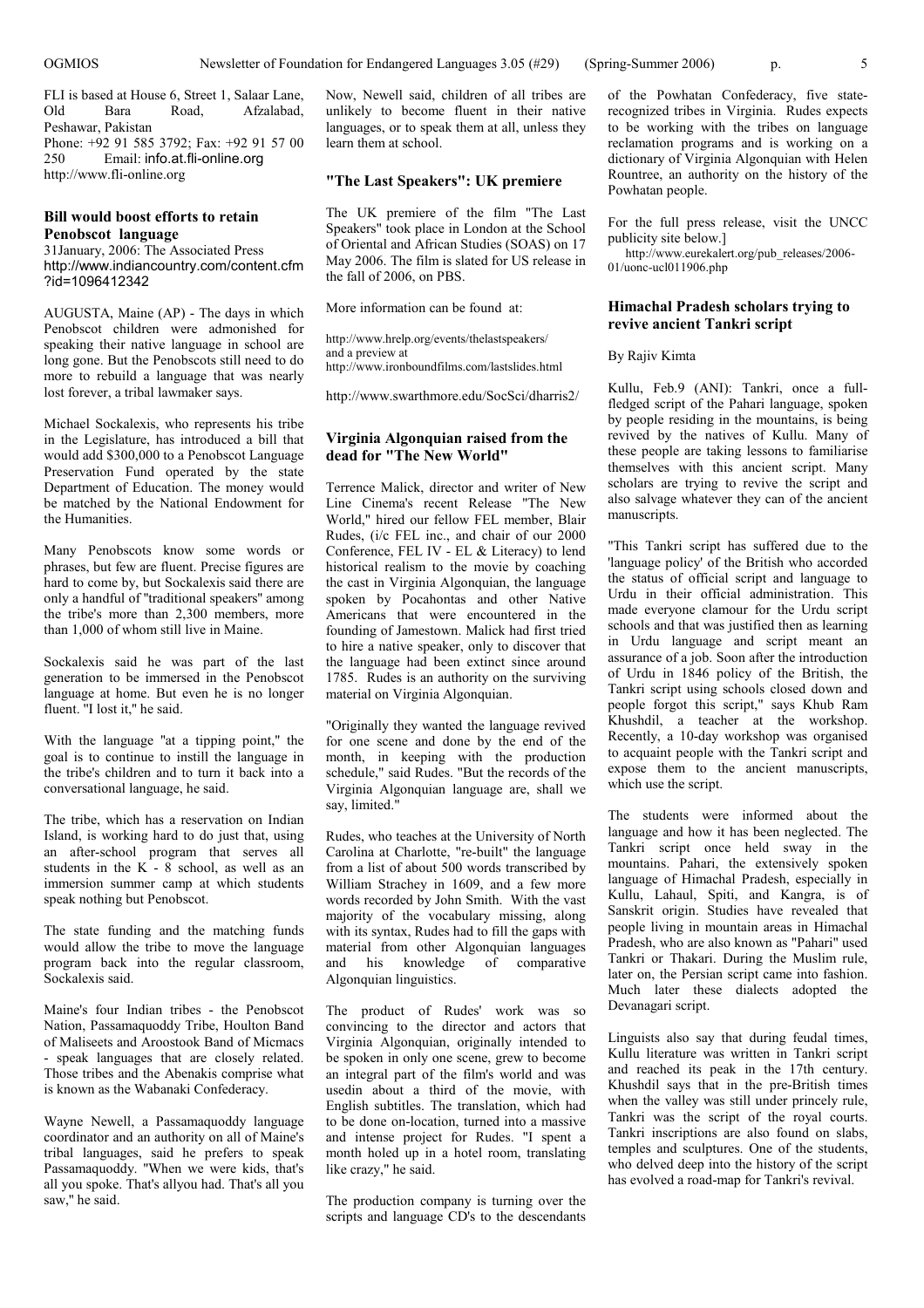FLI is based at House 6, Street 1, Salaar Lane, Old Bara Road, Afzalabad, Peshawar, Pakistan
Phone: +92 91 585 3792; Fax: +92 91 57 00 250 Email: info.at.fli-online.org
http://www.fli-online.org

### Bill would boost efforts to retain Penobscot language

31January, 2006: The Associated Press
http://www.indiancountry.com/content.cfm?id=1096412342

AUGUSTA, Maine (AP) - The days in which Penobscot children were admonished for speaking their native language in school are long gone. But the Penobscots still need to do more to rebuild a language that was nearly lost forever, a tribal lawmaker says.

Michael Sockalexis, who represents his tribe in the Legislature, has introduced a bill that would add $300,000 to a Penobscot Language Preservation Fund operated by the state Department of Education. The money would be matched by the National Endowment for the Humanities.

Many Penobscots know some words or phrases, but few are fluent. Precise figures are hard to come by, but Sockalexis said there are only a handful of "traditional speakers" among the tribe's more than 2,300 members, more than 1,000 of whom still live in Maine.

Sockalexis said he was part of the last generation to be immersed in the Penobscot language at home. But even he is no longer fluent. "I lost it," he said.

With the language "at a tipping point," the goal is to continue to instill the language in the tribe's children and to turn it back into a conversational language, he said.

The tribe, which has a reservation on Indian Island, is working hard to do just that, using an after-school program that serves all students in the K - 8 school, as well as an immersion summer camp at which students speak nothing but Penobscot.

The state funding and the matching funds would allow the tribe to move the language program back into the regular classroom, Sockalexis said.

Maine's four Indian tribes - the Penobscot Nation, Passamaquoddy Tribe, Houlton Band of Maliseets and Aroostook Band of Micmacs - speak languages that are closely related. Those tribes and the Abenakis comprise what is known as the Wabanaki Confederacy.

Wayne Newell, a Passamaquoddy language coordinator and an authority on all of Maine's tribal languages, said he prefers to speak Passamaquoddy. "When we were kids, that's all you spoke. That's allyou had. That's all you saw," he said.

Now, Newell said, children of all tribes are unlikely to become fluent in their native languages, or to speak them at all, unless they learn them at school.

### "The Last Speakers": UK premiere

The UK premiere of the film "The Last Speakers" took place in London at the School of Oriental and African Studies (SOAS) on 17 May 2006. The film is slated for US release in the fall of 2006, on PBS.

More information can be found at:

http://www.hrelp.org/events/thelastspeakers/
and a preview at
http://www.ironboundfilms.com/lastslides.html

http://www.swarthmore.edu/SocSci/dharris2/

### Virginia Algonquian raised from the dead for "The New World"

Terrence Malick, director and writer of New Line Cinema's recent Release "The New World," hired our fellow FEL member, Blair Rudes, (i/c FEL inc., and chair of our 2000 Conference, FEL IV - EL & Literacy) to lend historical realism to the movie by coaching the cast in Virginia Algonquian, the language spoken by Pocahontas and other Native Americans that were encountered in the founding of Jamestown. Malick had first tried to hire a native speaker, only to discover that the language had been extinct since around 1785. Rudes is an authority on the surviving material on Virginia Algonquian.

"Originally they wanted the language revived for one scene and done by the end of the month, in keeping with the production schedule," said Rudes. "But the records of the Virginia Algonquian language are, shall we say, limited."

Rudes, who teaches at the University of North Carolina at Charlotte, "re-built" the language from a list of about 500 words transcribed by William Strachey in 1609, and a few more words recorded by John Smith. With the vast majority of the vocabulary missing, along with its syntax, Rudes had to fill the gaps with material from other Algonquian languages and his knowledge of comparative Algonquian linguistics.

The product of Rudes' work was so convincing to the director and actors that Virginia Algonquian, originally intended to be spoken in only one scene, grew to become an integral part of the film's world and was usedin about a third of the movie, with English subtitles. The translation, which had to be done on-location, turned into a massive and intense project for Rudes. "I spent a month holed up in a hotel room, translating like crazy," he said.

The production company is turning over the scripts and language CD's to the descendants of the Powhatan Confederacy, five state-recognized tribes in Virginia. Rudes expects to be working with the tribes on language reclamation programs and is working on a dictionary of Virginia Algonquian with Helen Rountree, an authority on the history of the Powhatan people.

For the full press release, visit the UNCC publicity site below.]
http://www.eurekalert.org/pub_releases/2006-01/uonc-ucl011906.php

### Himachal Pradesh scholars trying to revive ancient Tankri script

By Rajiv Kimta

Kullu, Feb.9 (ANI): Tankri, once a full-fledged script of the Pahari language, spoken by people residing in the mountains, is being revived by the natives of Kullu. Many of these people are taking lessons to familiarise themselves with this ancient script. Many scholars are trying to revive the script and also salvage whatever they can of the ancient manuscripts.

"This Tankri script has suffered due to the 'language policy' of the British who accorded the status of official script and language to Urdu in their official administration. This made everyone clamour for the Urdu script schools and that was justified then as learning in Urdu language and script meant an assurance of a job. Soon after the introduction of Urdu in 1846 policy of the British, the Tankri script using schools closed down and people forgot this script," says Khub Ram Khushdil, a teacher at the workshop. Recently, a 10-day workshop was organised to acquaint people with the Tankri script and expose them to the ancient manuscripts, which use the script.

The students were informed about the language and how it has been neglected. The Tankri script once held sway in the mountains. Pahari, the extensively spoken language of Himachal Pradesh, especially in Kullu, Lahaul, Spiti, and Kangra, is of Sanskrit origin. Studies have revealed that people living in mountain areas in Himachal Pradesh, who are also known as "Pahari" used Tankri or Thakari. During the Muslim rule, later on, the Persian script came into fashion. Much later these dialects adopted the Devanagari script.

Linguists also say that during feudal times, Kullu literature was written in Tankri script and reached its peak in the 17th century. Khushdil says that in the pre-British times when the valley was still under princely rule, Tankri was the script of the royal courts. Tankri inscriptions are also found on slabs, temples and sculptures. One of the students, who delved deep into the history of the script has evolved a road-map for Tankri's revival.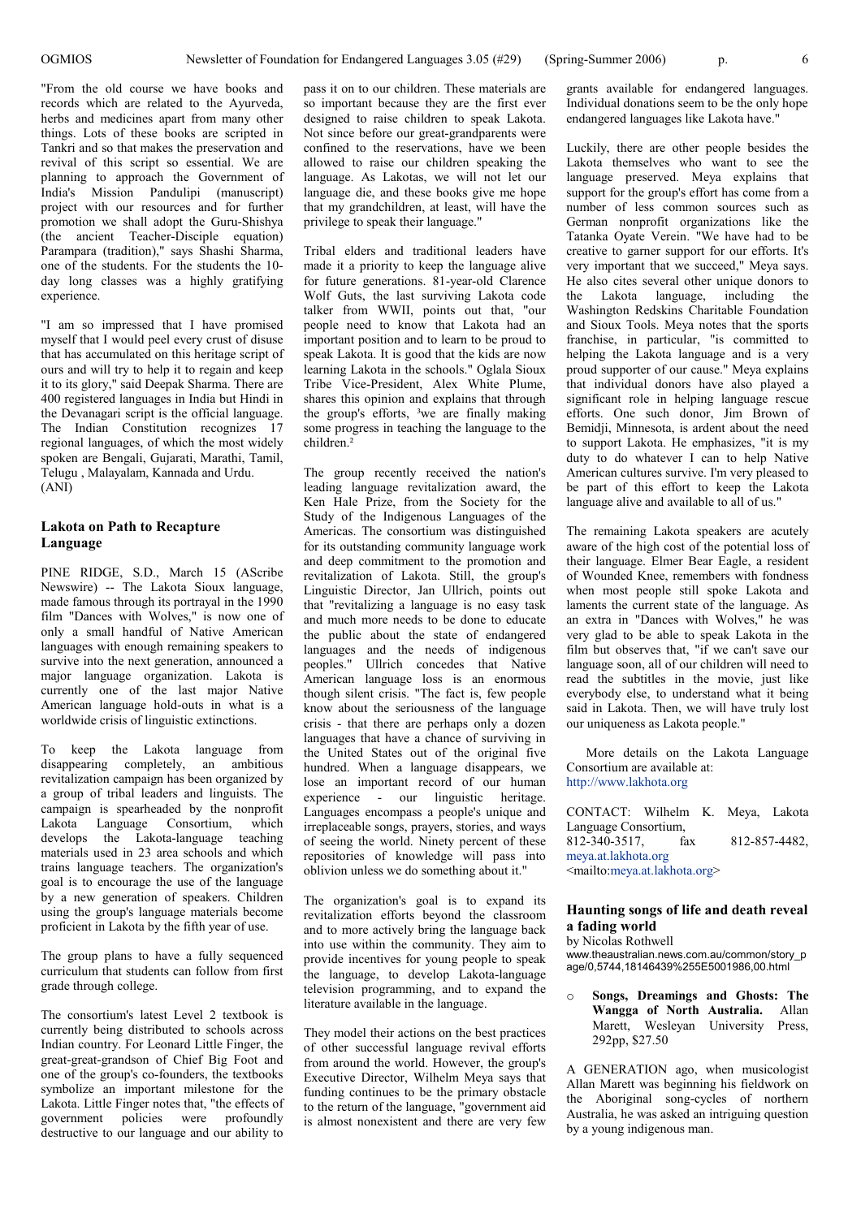"From the old course we have books and records which are related to the Ayurveda, herbs and medicines apart from many other things. Lots of these books are scripted in Tankri and so that makes the preservation and revival of this script so essential. We are planning to approach the Government of India's Mission Pandulipi (manuscript) project with our resources and for further promotion we shall adopt the Guru-Shishya (the ancient Teacher-Disciple equation) Parampara (tradition)," says Shashi Sharma, one of the students. For the students the 10-day long classes was a highly gratifying experience.

"I am so impressed that I have promised myself that I would peel every crust of disuse that has accumulated on this heritage script of ours and will try to help it to regain and keep it to its glory," said Deepak Sharma. There are 400 registered languages in India but Hindi in the Devanagari script is the official language. The Indian Constitution recognizes 17 regional languages, of which the most widely spoken are Bengali, Gujarati, Marathi, Tamil, Telugu , Malayalam, Kannada and Urdu. (ANI)

## Lakota on Path to Recapture Language

PINE RIDGE, S.D., March 15 (AScribe Newswire) -- The Lakota Sioux language, made famous through its portrayal in the 1990 film "Dances with Wolves," is now one of only a small handful of Native American languages with enough remaining speakers to survive into the next generation, announced a major language organization. Lakota is currently one of the last major Native American language hold-outs in what is a worldwide crisis of linguistic extinctions.

To keep the Lakota language from disappearing completely, an ambitious revitalization campaign has been organized by a group of tribal leaders and linguists. The campaign is spearheaded by the nonprofit Lakota Language Consortium, which develops the Lakota-language teaching materials used in 23 area schools and which trains language teachers. The organization's goal is to encourage the use of the language by a new generation of speakers. Children using the group's language materials become proficient in Lakota by the fifth year of use.

The group plans to have a fully sequenced curriculum that students can follow from first grade through college.

The consortium's latest Level 2 textbook is currently being distributed to schools across Indian country. For Leonard Little Finger, the great-great-grandson of Chief Big Foot and one of the group's co-founders, the textbooks symbolize an important milestone for the Lakota. Little Finger notes that, "the effects of government policies were profoundly destructive to our language and our ability to pass it on to our children. These materials are so important because they are the first ever designed to raise children to speak Lakota. Not since before our great-grandparents were confined to the reservations, have we been allowed to raise our children speaking the language. As Lakotas, we will not let our language die, and these books give me hope that my grandchildren, at least, will have the privilege to speak their language."

Tribal elders and traditional leaders have made it a priority to keep the language alive for future generations. 81-year-old Clarence Wolf Guts, the last surviving Lakota code talker from WWII, points out that, "our people need to know that Lakota had an important position and to learn to be proud to speak Lakota. It is good that the kids are now learning Lakota in the schools." Oglala Sioux Tribe Vice-President, Alex White Plume, shares this opinion and explains that through the group's efforts, ³we are finally making some progress in teaching the language to the children.²

The group recently received the nation's leading language revitalization award, the Ken Hale Prize, from the Society for the Study of the Indigenous Languages of the Americas. The consortium was distinguished for its outstanding community language work and deep commitment to the promotion and revitalization of Lakota. Still, the group's Linguistic Director, Jan Ullrich, points out that "revitalizing a language is no easy task and much more needs to be done to educate the public about the state of endangered languages and the needs of indigenous peoples." Ullrich concedes that Native American language loss is an enormous though silent crisis. "The fact is, few people know about the seriousness of the language crisis - that there are perhaps only a dozen languages that have a chance of surviving in the United States out of the original five hundred. When a language disappears, we lose an important record of our human experience - our linguistic heritage. Languages encompass a people's unique and irreplaceable songs, prayers, stories, and ways of seeing the world. Ninety percent of these repositories of knowledge will pass into oblivion unless we do something about it."

The organization's goal is to expand its revitalization efforts beyond the classroom and to more actively bring the language back into use within the community. They aim to provide incentives for young people to speak the language, to develop Lakota-language television programming, and to expand the literature available in the language.

They model their actions on the best practices of other successful language revival efforts from around the world. However, the group's Executive Director, Wilhelm Meya says that funding continues to be the primary obstacle to the return of the language, "government aid is almost nonexistent and there are very few grants available for endangered languages. Individual donations seem to be the only hope endangered languages like Lakota have."

Luckily, there are other people besides the Lakota themselves who want to see the language preserved. Meya explains that support for the group's effort has come from a number of less common sources such as German nonprofit organizations like the Tatanka Oyate Verein. "We have had to be creative to garner support for our efforts. It's very important that we succeed," Meya says. He also cites several other unique donors to the Lakota language, including the Washington Redskins Charitable Foundation and Sioux Tools. Meya notes that the sports franchise, in particular, "is committed to helping the Lakota language and is a very proud supporter of our cause." Meya explains that individual donors have also played a significant role in helping language rescue efforts. One such donor, Jim Brown of Bemidji, Minnesota, is ardent about the need to support Lakota. He emphasizes, "it is my duty to do whatever I can to help Native American cultures survive. I'm very pleased to be part of this effort to keep the Lakota language alive and available to all of us."

The remaining Lakota speakers are acutely aware of the high cost of the potential loss of their language. Elmer Bear Eagle, a resident of Wounded Knee, remembers with fondness when most people still spoke Lakota and laments the current state of the language. As an extra in "Dances with Wolves," he was very glad to be able to speak Lakota in the film but observes that, "if we can't save our language soon, all of our children will need to read the subtitles in the movie, just like everybody else, to understand what it being said in Lakota. Then, we will have truly lost our uniqueness as Lakota people."

More details on the Lakota Language Consortium are available at: http://www.lakhota.org

CONTACT: Wilhelm K. Meya, Lakota Language Consortium, 812-340-3517, fax 812-857-4482, meya.at.lakhota.org <mailto:meya.at.lakhota.org>

## Haunting songs of life and death reveal a fading world

by Nicolas Rothwell
www.theaustralian.news.com.au/common/story_page/0,5744,18146439%255E5001986,00.html

- **Songs, Dreamings and Ghosts: The Wangga of North Australia.** Allan Marett, Wesleyan University Press, 292pp, $27.50

A GENERATION ago, when musicologist Allan Marett was beginning his fieldwork on the Aboriginal song-cycles of northern Australia, he was asked an intriguing question by a young indigenous man.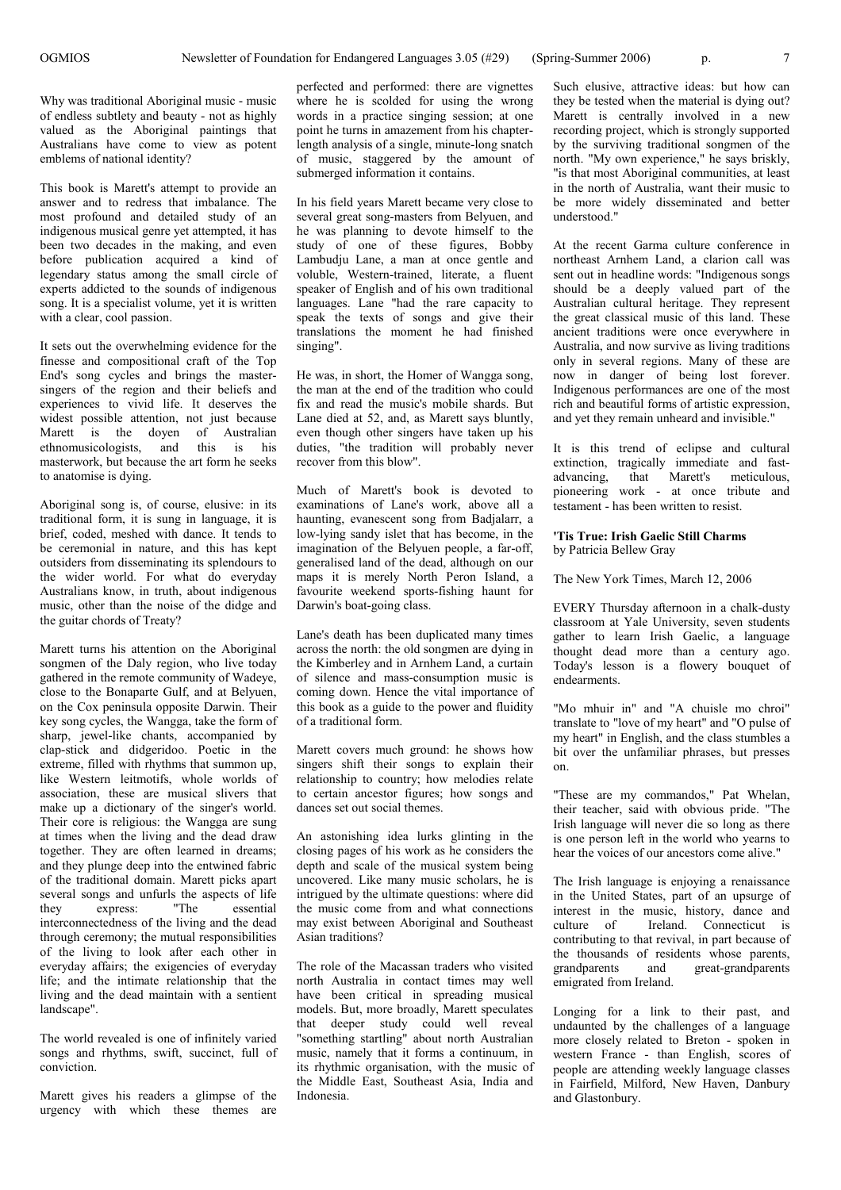Why was traditional Aboriginal music - music of endless subtlety and beauty - not as highly valued as the Aboriginal paintings that Australians have come to view as potent emblems of national identity?

This book is Marett's attempt to provide an answer and to redress that imbalance. The most profound and detailed study of an indigenous musical genre yet attempted, it has been two decades in the making, and even before publication acquired a kind of legendary status among the small circle of experts addicted to the sounds of indigenous song. It is a specialist volume, yet it is written with a clear, cool passion.

It sets out the overwhelming evidence for the finesse and compositional craft of the Top End's song cycles and brings the master-singers of the region and their beliefs and experiences to vivid life. It deserves the widest possible attention, not just because Marett is the doyen of Australian ethnomusicologists, and this is his masterwork, but because the art form he seeks to anatomise is dying.

Aboriginal song is, of course, elusive: in its traditional form, it is sung in language, it is brief, coded, meshed with dance. It tends to be ceremonial in nature, and this has kept outsiders from disseminating its splendours to the wider world. For what do everyday Australians know, in truth, about indigenous music, other than the noise of the didge and the guitar chords of Treaty?

Marett turns his attention on the Aboriginal songmen of the Daly region, who live today gathered in the remote community of Wadeye, close to the Bonaparte Gulf, and at Belyuen, on the Cox peninsula opposite Darwin. Their key song cycles, the Wangga, take the form of sharp, jewel-like chants, accompanied by clap-stick and didgeridoo. Poetic in the extreme, filled with rhythms that summon up, like Western leitmotifs, whole worlds of association, these are musical slivers that make up a dictionary of the singer's world. Their core is religious: the Wangga are sung at times when the living and the dead draw together. They are often learned in dreams; and they plunge deep into the entwined fabric of the traditional domain. Marett picks apart several songs and unfurls the aspects of life they express: "The essential interconnectedness of the living and the dead through ceremony; the mutual responsibilities of the living to look after each other in everyday affairs; the exigencies of everyday life; and the intimate relationship that the living and the dead maintain with a sentient landscape".

The world revealed is one of infinitely varied songs and rhythms, swift, succinct, full of conviction.

Marett gives his readers a glimpse of the urgency with which these themes are perfected and performed: there are vignettes where he is scolded for using the wrong words in a practice singing session; at one point he turns in amazement from his chapter-length analysis of a single, minute-long snatch of music, staggered by the amount of submerged information it contains.

In his field years Marett became very close to several great song-masters from Belyuen, and he was planning to devote himself to the study of one of these figures, Bobby Lambudju Lane, a man at once gentle and voluble, Western-trained, literate, a fluent speaker of English and of his own traditional languages. Lane "had the rare capacity to speak the texts of songs and give their translations the moment he had finished singing".

He was, in short, the Homer of Wangga song, the man at the end of the tradition who could fix and read the music's mobile shards. But Lane died at 52, and, as Marett says bluntly, even though other singers have taken up his duties, "the tradition will probably never recover from this blow".

Much of Marett's book is devoted to examinations of Lane's work, above all a haunting, evanescent song from Badjalarr, a low-lying sandy islet that has become, in the imagination of the Belyuen people, a far-off, generalised land of the dead, although on our maps it is merely North Peron Island, a favourite weekend sports-fishing haunt for Darwin's boat-going class.

Lane's death has been duplicated many times across the north: the old songmen are dying in the Kimberley and in Arnhem Land, a curtain of silence and mass-consumption music is coming down. Hence the vital importance of this book as a guide to the power and fluidity of a traditional form.

Marett covers much ground: he shows how singers shift their songs to explain their relationship to country; how melodies relate to certain ancestor figures; how songs and dances set out social themes.

An astonishing idea lurks glinting in the closing pages of his work as he considers the depth and scale of the musical system being uncovered. Like many music scholars, he is intrigued by the ultimate questions: where did the music come from and what connections may exist between Aboriginal and Southeast Asian traditions?

The role of the Macassan traders who visited north Australia in contact times may well have been critical in spreading musical models. But, more broadly, Marett speculates that deeper study could well reveal "something startling" about north Australian music, namely that it forms a continuum, in its rhythmic organisation, with the music of the Middle East, Southeast Asia, India and Indonesia.

Such elusive, attractive ideas: but how can they be tested when the material is dying out? Marett is centrally involved in a new recording project, which is strongly supported by the surviving traditional songmen of the north. "My own experience," he says briskly, "is that most Aboriginal communities, at least in the north of Australia, want their music to be more widely disseminated and better understood."

At the recent Garma culture conference in northeast Arnhem Land, a clarion call was sent out in headline words: "Indigenous songs should be a deeply valued part of the Australian cultural heritage. They represent the great classical music of this land. These ancient traditions were once everywhere in Australia, and now survive as living traditions only in several regions. Many of these are now in danger of being lost forever. Indigenous performances are one of the most rich and beautiful forms of artistic expression, and yet they remain unheard and invisible."

It is this trend of eclipse and cultural extinction, tragically immediate and fast-advancing, that Marett's meticulous, pioneering work - at once tribute and testament - has been written to resist.

**'Tis True: Irish Gaelic Still Charms**
by Patricia Bellew Gray

The New York Times, March 12, 2006

EVERY Thursday afternoon in a chalk-dusty classroom at Yale University, seven students gather to learn Irish Gaelic, a language thought dead more than a century ago. Today's lesson is a flowery bouquet of endearments.

"Mo mhuir in" and "A chuisle mo chroi" translate to "love of my heart" and "O pulse of my heart" in English, and the class stumbles a bit over the unfamiliar phrases, but presses on.

"These are my commandos," Pat Whelan, their teacher, said with obvious pride. "The Irish language will never die so long as there is one person left in the world who yearns to hear the voices of our ancestors come alive."

The Irish language is enjoying a renaissance in the United States, part of an upsurge of interest in the music, history, dance and culture of Ireland. Connecticut is contributing to that revival, in part because of the thousands of residents whose parents, grandparents and great-grandparents emigrated from Ireland.

Longing for a link to their past, and undaunted by the challenges of a language more closely related to Breton - spoken in western France - than English, scores of people are attending weekly language classes in Fairfield, Milford, New Haven, Danbury and Glastonbury.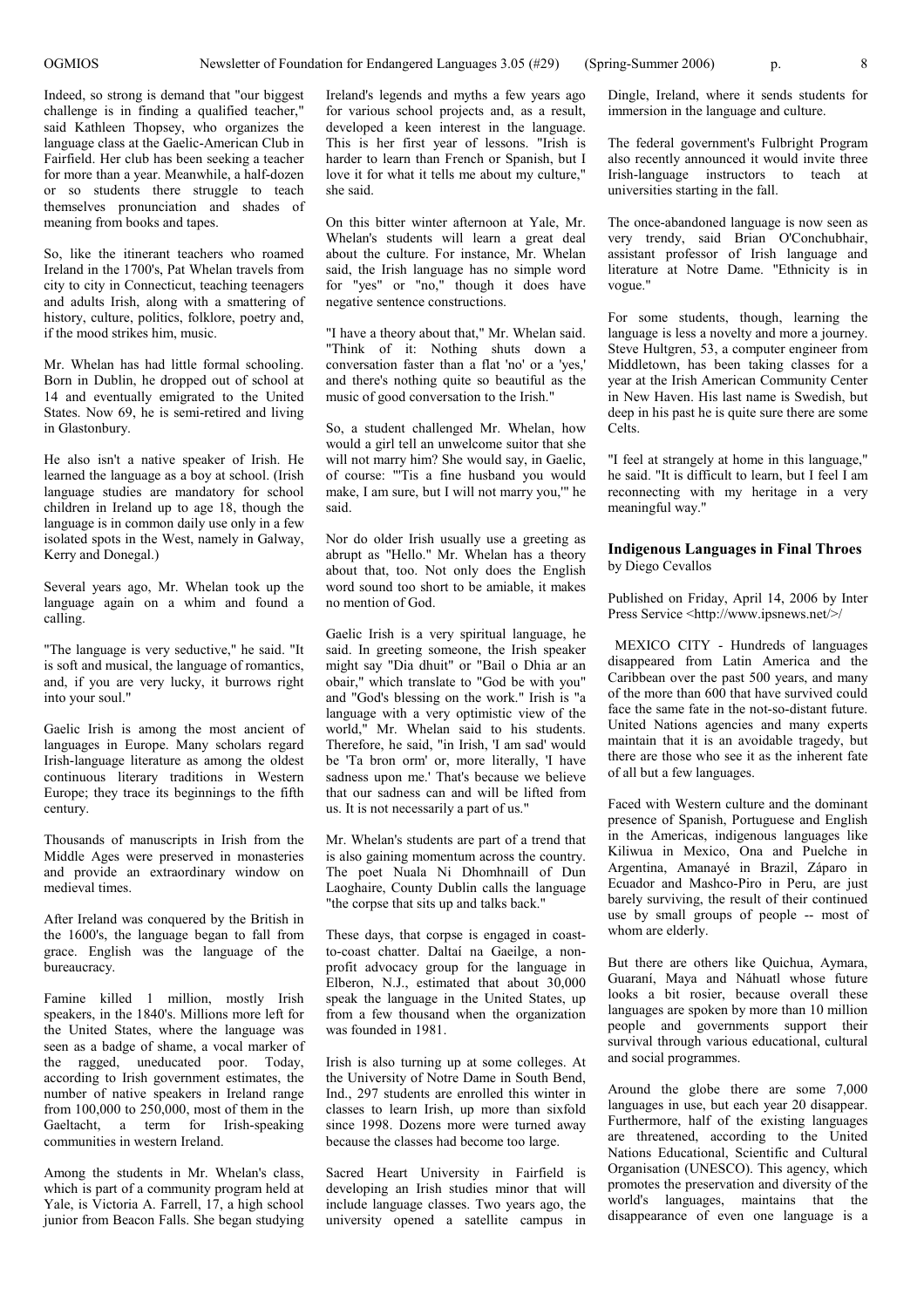Indeed, so strong is demand that "our biggest challenge is in finding a qualified teacher," said Kathleen Thopsey, who organizes the language class at the Gaelic-American Club in Fairfield. Her club has been seeking a teacher for more than a year. Meanwhile, a half-dozen or so students there struggle to teach themselves pronunciation and shades of meaning from books and tapes.

So, like the itinerant teachers who roamed Ireland in the 1700's, Pat Whelan travels from city to city in Connecticut, teaching teenagers and adults Irish, along with a smattering of history, culture, politics, folklore, poetry and, if the mood strikes him, music.

Mr. Whelan has had little formal schooling. Born in Dublin, he dropped out of school at 14 and eventually emigrated to the United States. Now 69, he is semi-retired and living in Glastonbury.

He also isn't a native speaker of Irish. He learned the language as a boy at school. (Irish language studies are mandatory for school children in Ireland up to age 18, though the language is in common daily use only in a few isolated spots in the West, namely in Galway, Kerry and Donegal.)

Several years ago, Mr. Whelan took up the language again on a whim and found a calling.

"The language is very seductive," he said. "It is soft and musical, the language of romantics, and, if you are very lucky, it burrows right into your soul."

Gaelic Irish is among the most ancient of languages in Europe. Many scholars regard Irish-language literature as among the oldest continuous literary traditions in Western Europe; they trace its beginnings to the fifth century.

Thousands of manuscripts in Irish from the Middle Ages were preserved in monasteries and provide an extraordinary window on medieval times.

After Ireland was conquered by the British in the 1600's, the language began to fall from grace. English was the language of the bureaucracy.

Famine killed 1 million, mostly Irish speakers, in the 1840's. Millions more left for the United States, where the language was seen as a badge of shame, a vocal marker of the ragged, uneducated poor. Today, according to Irish government estimates, the number of native speakers in Ireland range from 100,000 to 250,000, most of them in the Gaeltacht, a term for Irish-speaking communities in western Ireland.

Among the students in Mr. Whelan's class, which is part of a community program held at Yale, is Victoria A. Farrell, 17, a high school junior from Beacon Falls. She began studying Ireland's legends and myths a few years ago for various school projects and, as a result, developed a keen interest in the language. This is her first year of lessons. "Irish is harder to learn than French or Spanish, but I love it for what it tells me about my culture," she said.

On this bitter winter afternoon at Yale, Mr. Whelan's students will learn a great deal about the culture. For instance, Mr. Whelan said, the Irish language has no simple word for "yes" or "no," though it does have negative sentence constructions.

"I have a theory about that," Mr. Whelan said. "Think of it: Nothing shuts down a conversation faster than a flat 'no' or a 'yes,' and there's nothing quite so beautiful as the music of good conversation to the Irish."

So, a student challenged Mr. Whelan, how would a girl tell an unwelcome suitor that she will not marry him? She would say, in Gaelic, of course: "'Tis a fine husband you would make, I am sure, but I will not marry you,'" he said.

Nor do older Irish usually use a greeting as abrupt as "Hello." Mr. Whelan has a theory about that, too. Not only does the English word sound too short to be amiable, it makes no mention of God.

Gaelic Irish is a very spiritual language, he said. In greeting someone, the Irish speaker might say "Dia dhuit" or "Bail o Dhia ar an obair," which translate to "God be with you" and "God's blessing on the work." Irish is "a language with a very optimistic view of the world," Mr. Whelan said to his students. Therefore, he said, "in Irish, 'I am sad' would be 'Ta bron orm' or, more literally, 'I have sadness upon me.' That's because we believe that our sadness can and will be lifted from us. It is not necessarily a part of us."

Mr. Whelan's students are part of a trend that is also gaining momentum across the country. The poet Nuala Ni Dhomhnaill of Dun Laoghaire, County Dublin calls the language "the corpse that sits up and talks back."

These days, that corpse is engaged in coast-to-coast chatter. Daltaí na Gaeilge, a non-profit advocacy group for the language in Elberon, N.J., estimated that about 30,000 speak the language in the United States, up from a few thousand when the organization was founded in 1981.

Irish is also turning up at some colleges. At the University of Notre Dame in South Bend, Ind., 297 students are enrolled this winter in classes to learn Irish, up more than sixfold since 1998. Dozens more were turned away because the classes had become too large.

Sacred Heart University in Fairfield is developing an Irish studies minor that will include language classes. Two years ago, the university opened a satellite campus in Dingle, Ireland, where it sends students for immersion in the language and culture.

The federal government's Fulbright Program also recently announced it would invite three Irish-language instructors to teach at universities starting in the fall.

The once-abandoned language is now seen as very trendy, said Brian O'Conchubhair, assistant professor of Irish language and literature at Notre Dame. "Ethnicity is in vogue."

For some students, though, learning the language is less a novelty and more a journey. Steve Hultgren, 53, a computer engineer from Middletown, has been taking classes for a year at the Irish American Community Center in New Haven. His last name is Swedish, but deep in his past he is quite sure there are some Celts.

"I feel at strangely at home in this language," he said. "It is difficult to learn, but I feel I am reconnecting with my heritage in a very meaningful way."

### Indigenous Languages in Final Throes

by Diego Cevallos

Published on Friday, April 14, 2006 by Inter Press Service <http://www.ipsnews.net/>/

MEXICO CITY - Hundreds of languages disappeared from Latin America and the Caribbean over the past 500 years, and many of the more than 600 that have survived could face the same fate in the not-so-distant future. United Nations agencies and many experts maintain that it is an avoidable tragedy, but there are those who see it as the inherent fate of all but a few languages.

Faced with Western culture and the dominant presence of Spanish, Portuguese and English in the Americas, indigenous languages like Kiliwua in Mexico, Ona and Puelche in Argentina, Amanayé in Brazil, Záparo in Ecuador and Mashco-Piro in Peru, are just barely surviving, the result of their continued use by small groups of people -- most of whom are elderly.

But there are others like Quichua, Aymara, Guaraní, Maya and Náhuatl whose future looks a bit rosier, because overall these languages are spoken by more than 10 million people and governments support their survival through various educational, cultural and social programmes.

Around the globe there are some 7,000 languages in use, but each year 20 disappear. Furthermore, half of the existing languages are threatened, according to the United Nations Educational, Scientific and Cultural Organisation (UNESCO). This agency, which promotes the preservation and diversity of the world's languages, maintains that the disappearance of even one language is a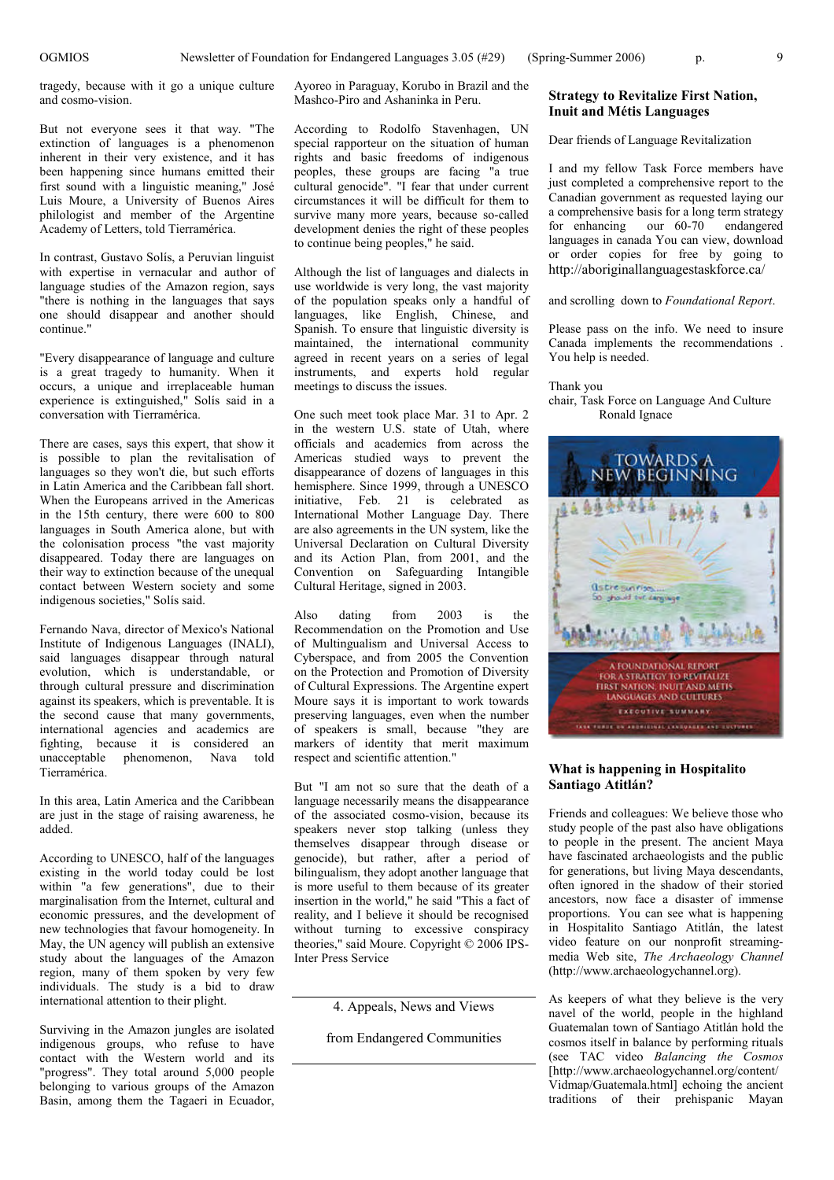tragedy, because with it go a unique culture and cosmo-vision.

But not everyone sees it that way. "The extinction of languages is a phenomenon inherent in their very existence, and it has been happening since humans emitted their first sound with a linguistic meaning," José Luis Moure, a University of Buenos Aires philologist and member of the Argentine Academy of Letters, told Tierramérica.

In contrast, Gustavo Solís, a Peruvian linguist with expertise in vernacular and author of language studies of the Amazon region, says "there is nothing in the languages that says one should disappear and another should continue."

"Every disappearance of language and culture is a great tragedy to humanity. When it occurs, a unique and irreplaceable human experience is extinguished," Solís said in a conversation with Tierramérica.

There are cases, says this expert, that show it is possible to plan the revitalisation of languages so they won't die, but such efforts in Latin America and the Caribbean fall short. When the Europeans arrived in the Americas in the 15th century, there were 600 to 800 languages in South America alone, but with the colonisation process "the vast majority disappeared. Today there are languages on their way to extinction because of the unequal contact between Western society and some indigenous societies," Solís said.

Fernando Nava, director of Mexico's National Institute of Indigenous Languages (INALI), said languages disappear through natural evolution, which is understandable, or through cultural pressure and discrimination against its speakers, which is preventable. It is the second cause that many governments, international agencies and academics are fighting, because it is considered an unacceptable phenomenon, Nava told Tierramérica.

In this area, Latin America and the Caribbean are just in the stage of raising awareness, he added.

According to UNESCO, half of the languages existing in the world today could be lost within "a few generations", due to their marginalisation from the Internet, cultural and economic pressures, and the development of new technologies that favour homogeneity. In May, the UN agency will publish an extensive study about the languages of the Amazon region, many of them spoken by very few individuals. The study is a bid to draw international attention to their plight.

Surviving in the Amazon jungles are isolated indigenous groups, who refuse to have contact with the Western world and its "progress". They total around 5,000 people belonging to various groups of the Amazon Basin, among them the Tagaeri in Ecuador, Ayoreo in Paraguay, Korubo in Brazil and the Mashco-Piro and Ashaninka in Peru.

According to Rodolfo Stavenhagen, UN special rapporteur on the situation of human rights and basic freedoms of indigenous peoples, these groups are facing "a true cultural genocide". "I fear that under current circumstances it will be difficult for them to survive many more years, because so-called development denies the right of these peoples to continue being peoples," he said.

Although the list of languages and dialects in use worldwide is very long, the vast majority of the population speaks only a handful of languages, like English, Chinese, and Spanish. To ensure that linguistic diversity is maintained, the international community agreed in recent years on a series of legal instruments, and experts hold regular meetings to discuss the issues.

One such meet took place Mar. 31 to Apr. 2 in the western U.S. state of Utah, where officials and academics from across the Americas studied ways to prevent the disappearance of dozens of languages in this hemisphere. Since 1999, through a UNESCO initiative, Feb. 21 is celebrated as International Mother Language Day. There are also agreements in the UN system, like the Universal Declaration on Cultural Diversity and its Action Plan, from 2001, and the Convention on Safeguarding Intangible Cultural Heritage, signed in 2003.

Also dating from 2003 is the Recommendation on the Promotion and Use of Multilingualism and Universal Access to Cyberspace, and from 2005 the Convention on the Protection and Promotion of Diversity of Cultural Expressions. The Argentine expert Moure says it is important to work towards preserving languages, even when the number of speakers is small, because "they are markers of identity that merit maximum respect and scientific attention."

But "I am not so sure that the death of a language necessarily means the disappearance of the associated cosmo-vision, because its speakers never stop talking (unless they themselves disappear through disease or genocide), but rather, after a period of bilingualism, they adopt another language that is more useful to them because of its greater insertion in the world," he said "This a fact of reality, and I believe it should be recognised without turning to excessive conspiracy theories," said Moure. Copyright © 2006 IPS-Inter Press Service

## 4. Appeals, News and Views from Endangered Communities

### Strategy to Revitalize First Nation, Inuit and Métis Languages

Dear friends of Language Revitalization

I and my fellow Task Force members have just completed a comprehensive report to the Canadian government as requested laying our a comprehensive basis for a long term strategy for enhancing our 60-70 endangered languages in canada You can view, download or order copies for free by going to http://aboriginallanguagestaskforce.ca/

and scrolling down to *Foundational Report*.

Please pass on the info. We need to insure Canada implements the recommendations . You help is needed.

Thank you
chair, Task Force on Language And Culture
Ronald Ignace

### What is happening in Hospitalito Santiago Atitlán?

Friends and colleagues: We believe those who study people of the past also have obligations to people in the present. The ancient Maya have fascinated archaeologists and the public for generations, but living Maya descendants, often ignored in the shadow of their storied ancestors, now face a disaster of immense proportions. You can see what is happening in Hospitalito Santiago Atitlán, the latest video feature on our nonprofit streaming-media Web site, *The Archaeology Channel* (http://www.archaeologychannel.org).

As keepers of what they believe is the very navel of the world, people in the highland Guatemalan town of Santiago Atitlán hold the cosmos itself in balance by performing rituals (see TAC video *Balancing the Cosmos* [http://www.archaeologychannel.org/content/Vidmap/Guatemala.html] echoing the ancient traditions of their prehispanic Mayan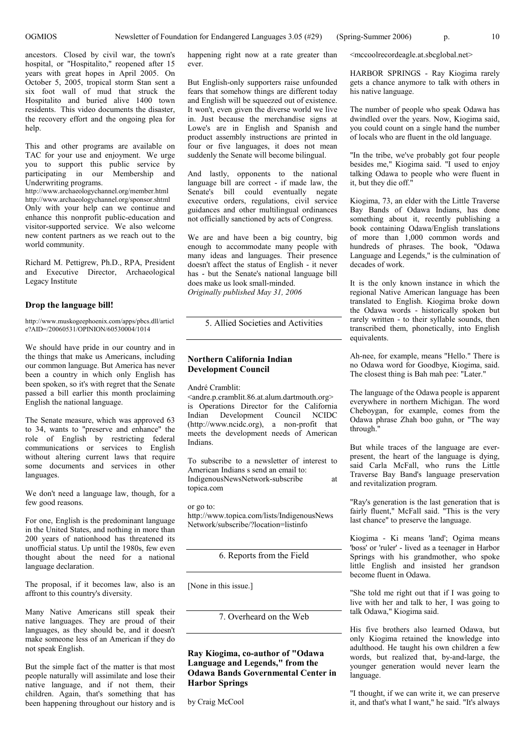ancestors. Closed by civil war, the town's hospital, or "Hospitalito," reopened after 15 years with great hopes in April 2005. On October 5, 2005, tropical storm Stan sent a six foot wall of mud that struck the Hospitalito and buried alive 1400 town residents. This video documents the disaster, the recovery effort and the ongoing plea for help.

This and other programs are available on TAC for your use and enjoyment. We urge you to support this public service by participating in our Membership and Underwriting programs.
http://www.archaeologychannel.org/member.html
http://www.archaeologychannel.org/sponsor.shtml
Only with your help can we continue and enhance this nonprofit public-education and visitor-supported service. We also welcome new content partners as we reach out to the world community.

Richard M. Pettigrew, Ph.D., RPA, President and Executive Director, Archaeological Legacy Institute

### Drop the language bill!

http://www.muskogeephoenix.com/apps/pbcs.dll/article?AID=/20060531/OPINION/60530004/1014

We should have pride in our country and in the things that make us Americans, including our common language. But America has never been a country in which only English has been spoken, so it's with regret that the Senate passed a bill earlier this month proclaiming English the national language.

The Senate measure, which was approved 63 to 34, wants to "preserve and enhance" the role of English by restricting federal communications or services to English without altering current laws that require some documents and services in other languages.

We don't need a language law, though, for a few good reasons.

For one, English is the predominant language in the United States, and nothing in more than 200 years of nationhood has threatened its unofficial status. Up until the 1980s, few even thought about the need for a national language declaration.

The proposal, if it becomes law, also is an affront to this country's diversity.

Many Native Americans still speak their native languages. They are proud of their languages, as they should be, and it doesn't make someone less of an American if they do not speak English.

But the simple fact of the matter is that most people naturally will assimilate and lose their native language, and if not them, their children. Again, that's something that has been happening throughout our history and is happening right now at a rate greater than ever.

But English-only supporters raise unfounded fears that somehow things are different today and English will be squeezed out of existence. It won't, even given the diverse world we live in. Just because the merchandise signs at Lowe's are in English and Spanish and product assembly instructions are printed in four or five languages, it does not mean suddenly the Senate will become bilingual.

And lastly, opponents to the national language bill are correct - if made law, the Senate's bill could eventually negate executive orders, regulations, civil service guidances and other multilingual ordinances not officially sanctioned by acts of Congress.

We are and have been a big country, big enough to accommodate many people with many ideas and languages. Their presence doesn't affect the status of English - it never has - but the Senate's national language bill does make us look small-minded.
*Originally published May 31, 2006*

## 5. Allied Societies and Activities

### Northern California Indian Development Council

André Cramblit:
<andre.p.cramblit.86.at.alum.dartmouth.org>
is Operations Director for the California Indian Development Council NCIDC (http://www.ncidc.org), a non-profit that meets the development needs of American Indians.

To subscribe to a newsletter of interest to American Indians s send an email to:
IndigenousNewsNetwork-subscribe at topica.com

or go to:
http://www.topica.com/lists/IndigenousNewsNetwork/subscribe/?location=listinfo

## 6. Reports from the Field

[None in this issue.]

## 7. Overheard on the Web

### Ray Kiogima, co-author of "Odawa Language and Legends," from the Odawa Bands Governmental Center in Harbor Springs

by Craig McCool
<mccoolrecordeagle.at.sbcglobal.net>

HARBOR SPRINGS - Ray Kiogima rarely gets a chance anymore to talk with others in his native language.

The number of people who speak Odawa has dwindled over the years. Now, Kiogima said, you could count on a single hand the number of locals who are fluent in the old language.

"In the tribe, we've probably got four people besides me," Kiogima said. "I used to enjoy talking Odawa to people who were fluent in it, but they die off."

Kiogima, 73, an elder with the Little Traverse Bay Bands of Odawa Indians, has done something about it, recently publishing a book containing Odawa/English translations of more than 1,000 common words and hundreds of phrases. The book, "Odawa Language and Legends," is the culmination of decades of work.

It is the only known instance in which the regional Native American language has been translated to English. Kiogima broke down the Odawa words - historically spoken but rarely written - to their syllable sounds, then transcribed them, phonetically, into English equivalents.

Ah-nee, for example, means "Hello." There is no Odawa word for Goodbye, Kiogima, said. The closest thing is Bah mah pee: "Later."

The language of the Odawa people is apparent everywhere in northern Michigan. The word Cheboygan, for example, comes from the Odawa phrase Zhah boo guhn, or "The way through."

But while traces of the language are ever-present, the heart of the language is dying, said Carla McFall, who runs the Little Traverse Bay Band's language preservation and revitalization program.

"Ray's generation is the last generation that is fairly fluent," McFall said. "This is the very last chance" to preserve the language.

Kiogima - Ki means 'land'; Ogima means 'boss' or 'ruler' - lived as a teenager in Harbor Springs with his grandmother, who spoke little English and insisted her grandson become fluent in Odawa.

"She told me right out that if I was going to live with her and talk to her, I was going to talk Odawa," Kiogima said.

His five brothers also learned Odawa, but only Kiogima retained the knowledge into adulthood. He taught his own children a few words, but realized that, by-and-large, the younger generation would never learn the language.

"I thought, if we can write it, we can preserve it, and that's what I want," he said. "It's always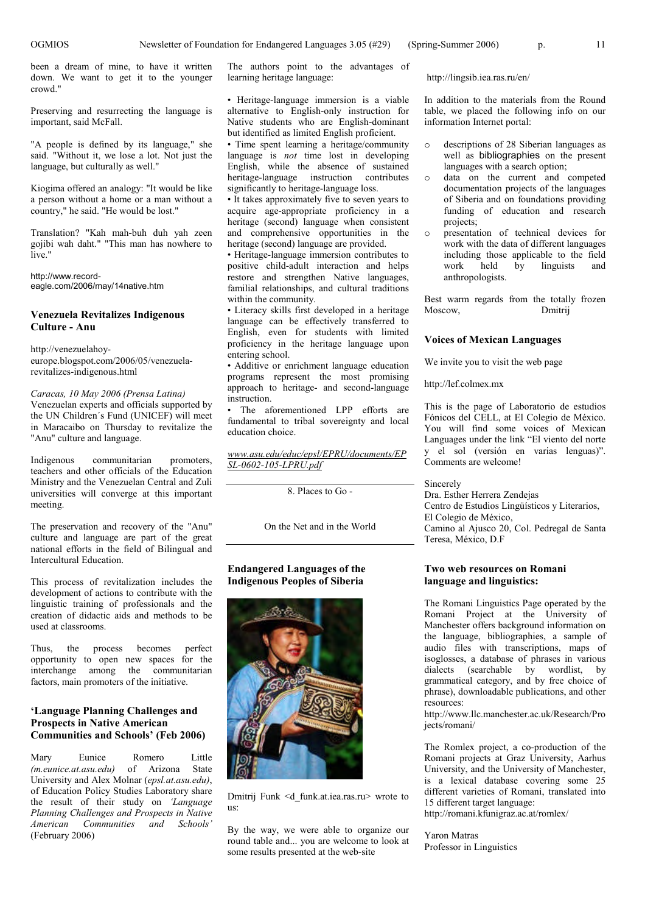been a dream of mine, to have it written down. We want to get it to the younger crowd."

Preserving and resurrecting the language is important, said McFall.

"A people is defined by its language," she said. "Without it, we lose a lot. Not just the language, but culturally as well."

Kiogima offered an analogy: "It would be like a person without a home or a man without a country," he said. "He would be lost."

Translation? "Kah mah-buh duh yah zeen gojibi wah daht." "This man has nowhere to live."

http://www.record-eagle.com/2006/may/14native.htm

### Venezuela Revitalizes Indigenous Culture - Anu

http://venezuelahoy-europe.blogspot.com/2006/05/venezuela-revitalizes-indigenous.html

*Caracas, 10 May 2006 (Prensa Latina)*
Venezuelan experts and officials supported by the UN Children´s Fund (UNICEF) will meet in Maracaibo on Thursday to revitalize the "Anu" culture and language.

Indigenous communitarian promoters, teachers and other officials of the Education Ministry and the Venezuelan Central and Zuli universities will converge at this important meeting.

The preservation and recovery of the "Anu" culture and language are part of the great national efforts in the field of Bilingual and Intercultural Education.

This process of revitalization includes the development of actions to contribute with the linguistic training of professionals and the creation of didactic aids and methods to be used at classrooms.

Thus, the process becomes perfect opportunity to open new spaces for the interchange among the communitarian factors, main promoters of the initiative.

### 'Language Planning Challenges and Prospects in Native American Communities and Schools' (Feb 2006)

Mary Eunice Romero Little *(m.eunice.at.asu.edu)* of Arizona State University and Alex Molnar (*epsl.at.asu.edu)*, of Education Policy Studies Laboratory share the result of their study on *'Language Planning Challenges and Prospects in Native American Communities and Schools'* (February 2006)

The authors point to the advantages of learning heritage language:

- Heritage-language immersion is a viable alternative to English-only instruction for Native students who are English-dominant but identified as limited English proficient.
- Time spent learning a heritage/community language is *not* time lost in developing English, while the absence of sustained heritage-language instruction contributes significantly to heritage-language loss.
- It takes approximately five to seven years to acquire age-appropriate proficiency in a heritage (second) language when consistent and comprehensive opportunities in the heritage (second) language are provided.
- Heritage-language immersion contributes to positive child-adult interaction and helps restore and strengthen Native languages, familial relationships, and cultural traditions within the community.
- Literacy skills first developed in a heritage language can be effectively transferred to English, even for students with limited proficiency in the heritage language upon entering school.
- Additive or enrichment language education programs represent the most promising approach to heritage- and second-language instruction.
- The aforementioned LPP efforts are fundamental to tribal sovereignty and local education choice.

*www.asu.edu/educ/epsl/EPRU/documents/EPSL-0602-105-LPRU.pdf*

## 8. Places to Go - On the Net and in the World

### Endangered Languages of the Indigenous Peoples of Siberia

Dmitrij Funk <d_funk.at.iea.ras.ru> wrote to us:

By the way, we were able to organize our round table and... you are welcome to look at some results presented at the web-site

http://lingsib.iea.ras.ru/en/

In addition to the materials from the Round table, we placed the following info on our information Internet portal:

- descriptions of 28 Siberian languages as well as bibliographies on the present languages with a search option;
- data on the current and competed documentation projects of the languages of Siberia and on foundations providing funding of education and research projects;
- presentation of technical devices for work with the data of different languages including those applicable to the field work held by linguists and anthropologists.

Best warm regards from the totally frozen Moscow, Dmitrij

### Voices of Mexican Languages

We invite you to visit the web page

http://lef.colmex.mx

This is the page of Laboratorio de estudios Fónicos del CELL, at El Colegio de México. You will find some voices of Mexican Languages under the link "El viento del norte y el sol (versión en varias lenguas)". Comments are welcome!

Sincerely
Dra. Esther Herrera Zendejas
Centro de Estudios Lingüísticos y Literarios, El Colegio de México,
Camino al Ajusco 20, Col. Pedregal de Santa Teresa, México, D.F

### Two web resources on Romani language and linguistics:

The Romani Linguistics Page operated by the Romani Project at the University of Manchester offers background information on the language, bibliographies, a sample of audio files with transcriptions, maps of isoglosses, a database of phrases in various dialects (searchable by wordlist, by grammatical category, and by free choice of phrase), downloadable publications, and other resources:
http://www.llc.manchester.ac.uk/Research/Projects/romani/

The Romlex project, a co-production of the Romani projects at Graz University, Aarhus University, and the University of Manchester, is a lexical database covering some 25 different varieties of Romani, translated into 15 different target language:
http://romani.kfunigraz.ac.at/romlex/

Yaron Matras
Professor in Linguistics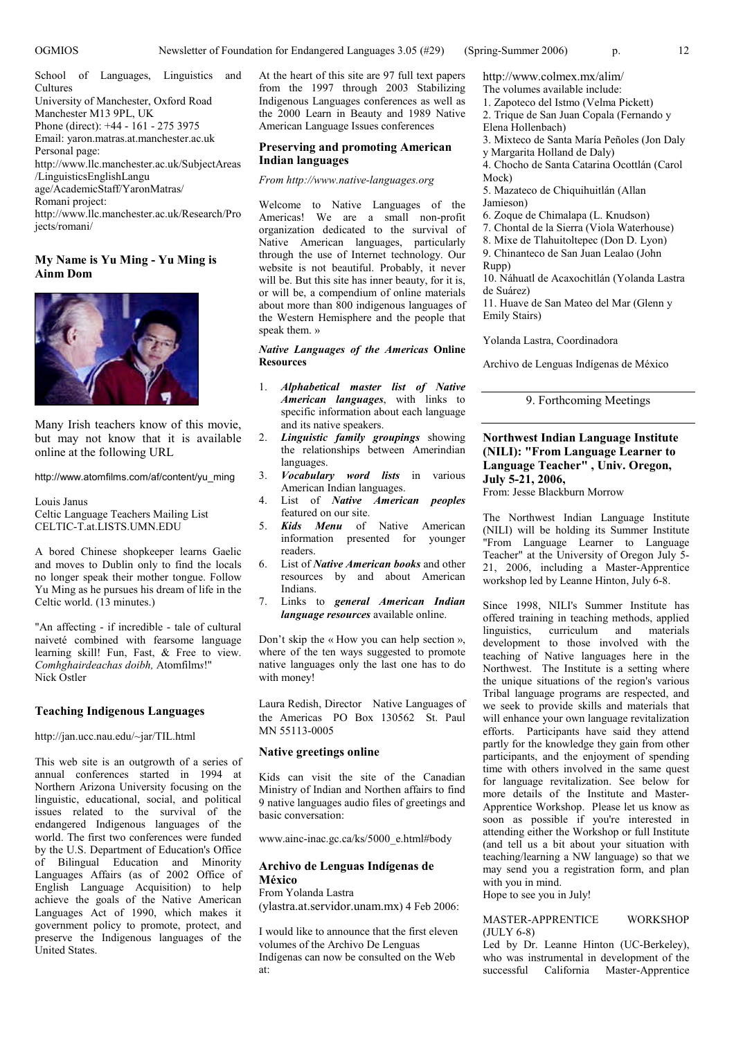School of Languages, Linguistics and Cultures
University of Manchester, Oxford Road
Manchester M13 9PL, UK
Phone (direct): +44 - 161 - 275 3975
Email: yaron.matras.at.manchester.ac.uk
Personal page:
http://www.llc.manchester.ac.uk/SubjectAreas/LinguisticsEnglishLanguage/AcademicStaff/YaronMatras/
Romani project:
http://www.llc.manchester.ac.uk/Research/Projects/romani/

### My Name is Yu Ming - Yu Ming is Ainm Dom

Many Irish teachers know of this movie, but may not know that it is available online at the following URL

http://www.atomfilms.com/af/content/yu_ming

Louis Janus
Celtic Language Teachers Mailing List
CELTIC-T.at.LISTS.UMN.EDU

A bored Chinese shopkeeper learns Gaelic and moves to Dublin only to find the locals no longer speak their mother tongue. Follow Yu Ming as he pursues his dream of life in the Celtic world. (13 minutes.)

"An affecting - if incredible - tale of cultural naiveté combined with fearsome language learning skill! Fun, Fast, & Free to view. *Comhghairdeachas doibh,* Atomfilms!"
Nick Ostler

### Teaching Indigenous Languages

http://jan.ucc.nau.edu/~jar/TIL.html

This web site is an outgrowth of a series of annual conferences started in 1994 at Northern Arizona University focusing on the linguistic, educational, social, and political issues related to the survival of the endangered Indigenous languages of the world. The first two conferences were funded by the U.S. Department of Education's Office of Bilingual Education and Minority Languages Affairs (as of 2002 Office of English Language Acquisition) to help achieve the goals of the Native American Languages Act of 1990, which makes it government policy to promote, protect, and preserve the Indigenous languages of the United States.

At the heart of this site are 97 full text papers from the 1997 through 2003 Stabilizing Indigenous Languages conferences as well as the 2000 Learn in Beauty and 1989 Native American Language Issues conferences

### Preserving and promoting American Indian languages

*From http://www.native-languages.org*

Welcome to Native Languages of the Americas! We are a small non-profit organization dedicated to the survival of Native American languages, particularly through the use of Internet technology. Our website is not beautiful. Probably, it never will be. But this site has inner beauty, for it is, or will be, a compendium of online materials about more than 800 indigenous languages of the Western Hemisphere and the people that speak them. »

***Native Languages of the Americas* Online Resources**

1. ***Alphabetical master list of Native American languages***, with links to specific information about each language and its native speakers.
2. ***Linguistic family groupings*** showing the relationships between Amerindian languages.
3. ***Vocabulary word lists*** in various American Indian languages.
4. List of ***Native American peoples*** featured on our site.
5. ***Kids Menu*** of Native American information presented for younger readers.
6. List of ***Native American books*** and other resources by and about American Indians.
7. Links to ***general American Indian language resources*** available online.

Don't skip the « How you can help section », where of the ten ways suggested to promote native languages only the last one has to do with money!

Laura Redish, Director Native Languages of the Americas PO Box 130562 St. Paul MN 55113-0005

### Native greetings online

Kids can visit the site of the Canadian Ministry of Indian and Northen affairs to find 9 native languages audio files of greetings and basic conversation:

www.ainc-inac.gc.ca/ks/5000_e.html#body

### Archivo de Lenguas Indígenas de México

From Yolanda Lastra
(ylastra.at.servidor.unam.mx) 4 Feb 2006:

I would like to announce that the first eleven volumes of the Archivo De Lenguas Indígenas can now be consulted on the Web at:

http://www.colmex.mx/alim/

The volumes available include:

1. Zapoteco del Istmo (Velma Pickett)
2. Trique de San Juan Copala (Fernando y Elena Hollenbach)
3. Mixteco de Santa María Peñoles (Jon Daly y Margarita Holland de Daly)
4. Chocho de Santa Catarina Ocottlán (Carol Mock)
5. Mazateco de Chiquihuitlán (Allan Jamieson)
6. Zoque de Chimalapa (L. Knudson)
7. Chontal de la Sierra (Viola Waterhouse)
8. Mixe de Tlahuitoltepec (Don D. Lyon)
9. Chinanteco de San Juan Lealao (John Rupp)
10. Náhuatl de Acaxochitlán (Yolanda Lastra de Suárez)
11. Huave de San Mateo del Mar (Glenn y Emily Stairs)

Yolanda Lastra, Coordinadora

Archivo de Lenguas Indígenas de México

## 9. Forthcoming Meetings

### Northwest Indian Language Institute (NILI): "From Language Learner to Language Teacher" , Univ. Oregon, July 5-21, 2006,

From: Jesse Blackburn Morrow

The Northwest Indian Language Institute (NILI) will be holding its Summer Institute "From Language Learner to Language Teacher" at the University of Oregon July 5-21, 2006, including a Master-Apprentice workshop led by Leanne Hinton, July 6-8.

Since 1998, NILI's Summer Institute has offered training in teaching methods, applied linguistics, curriculum and materials development to those involved with the teaching of Native languages here in the Northwest. The Institute is a setting where the unique situations of the region's various Tribal language programs are respected, and we seek to provide skills and materials that will enhance your own language revitalization efforts. Participants have said they attend partly for the knowledge they gain from other participants, and the enjoyment of spending time with others involved in the same quest for language revitalization. See below for more details of the Institute and Master-Apprentice Workshop. Please let us know as soon as possible if you're interested in attending either the Workshop or full Institute (and tell us a bit about your situation with teaching/learning a NW language) so that we may send you a registration form, and plan with you in mind.

Hope to see you in July!

MASTER-APPRENTICE WORKSHOP (JULY 6-8)

Led by Dr. Leanne Hinton (UC-Berkeley), who was instrumental in development of the successful California Master-Apprentice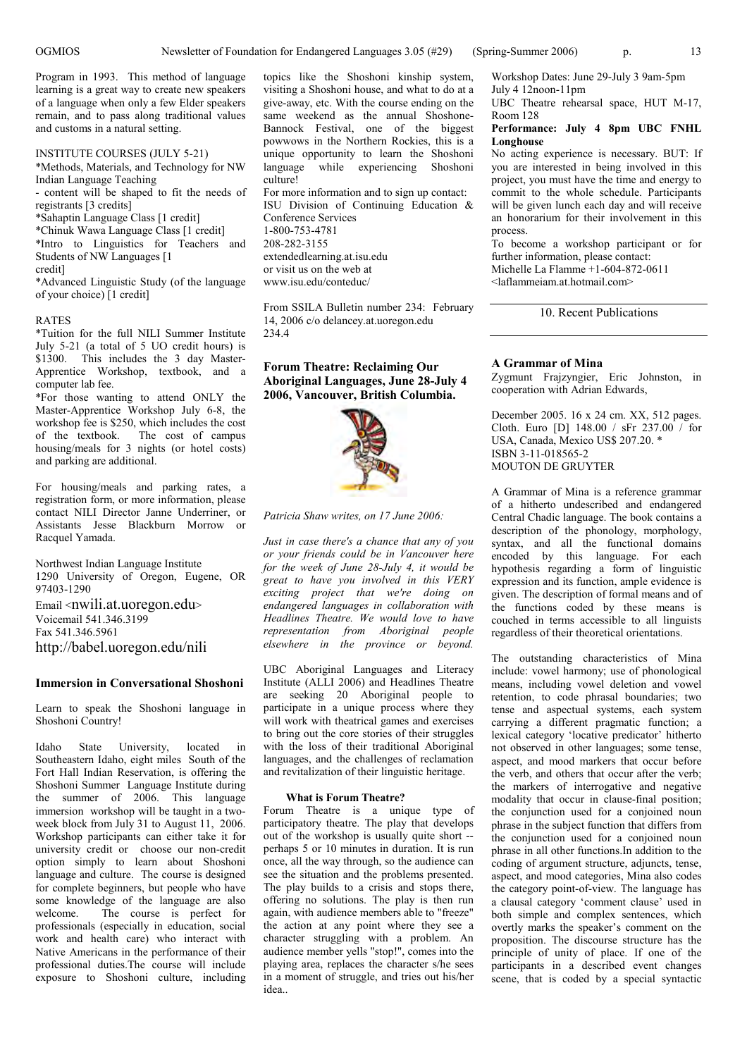Program in 1993. This method of language learning is a great way to create new speakers of a language when only a few Elder speakers remain, and to pass along traditional values and customs in a natural setting.

INSTITUTE COURSES (JULY 5-21)

*Methods, Materials, and Technology for NW Indian Language Teaching
- content will be shaped to fit the needs of registrants [3 credits]
*Sahaptin Language Class [1 credit]
*Chinuk Wawa Language Class [1 credit]
*Intro to Linguistics for Teachers and Students of NW Languages [1 credit]
*Advanced Linguistic Study (of the language of your choice) [1 credit]

RATES

*Tuition for the full NILI Summer Institute July 5-21 (a total of 5 UO credit hours) is $1300. This includes the 3 day Master-Apprentice Workshop, textbook, and a computer lab fee.

*For those wanting to attend ONLY the Master-Apprentice Workshop July 6-8, the workshop fee is $250, which includes the cost of the textbook. The cost of campus housing/meals for 3 nights (or hotel costs) and parking are additional.

For housing/meals and parking rates, a registration form, or more information, please contact NILI Director Janne Underriner, or Assistants Jesse Blackburn Morrow or Racquel Yamada.

Northwest Indian Language Institute
1290 University of Oregon, Eugene, OR 97403-1290
Email <nwili.at.uoregon.edu>
Voicemail 541.346.3199
Fax 541.346.5961
http://babel.uoregon.edu/nili

### Immersion in Conversational Shoshoni

Learn to speak the Shoshoni language in Shoshoni Country!

Idaho State University, located in Southeastern Idaho, eight miles South of the Fort Hall Indian Reservation, is offering the Shoshoni Summer Language Institute during the summer of 2006. This language immersion workshop will be taught in a two-week block from July 31 to August 11, 2006. Workshop participants can either take it for university credit or choose our non-credit option simply to learn about Shoshoni language and culture. The course is designed for complete beginners, but people who have some knowledge of the language are also welcome. The course is perfect for professionals (especially in education, social work and health care) who interact with Native Americans in the performance of their professional duties.The course will include exposure to Shoshoni culture, including topics like the Shoshoni kinship system, visiting a Shoshoni house, and what to do at a give-away, etc. With the course ending on the same weekend as the annual Shoshone-Bannock Festival, one of the biggest powwows in the Northern Rockies, this is a unique opportunity to learn the Shoshoni language while experiencing Shoshoni culture!

For more information and to sign up contact:
ISU Division of Continuing Education & Conference Services
1-800-753-4781
208-282-3155
extendedlearning.at.isu.edu
or visit us on the web at
www.isu.edu/conteduc/

From SSILA Bulletin number 234: February 14, 2006 c/o delancey.at.uoregon.edu
234.4

### Forum Theatre: Reclaiming Our Aboriginal Languages, June 28-July 4 2006, Vancouver, British Columbia.

*Patricia Shaw writes, on 17 June 2006:*

*Just in case there's a chance that any of you or your friends could be in Vancouver here for the week of June 28-July 4, it would be great to have you involved in this VERY exciting project that we're doing on endangered languages in collaboration with Headlines Theatre. We would love to have representation from Aboriginal people elsewhere in the province or beyond.*

UBC Aboriginal Languages and Literacy Institute (ALLI 2006) and Headlines Theatre are seeking 20 Aboriginal people to participate in a unique process where they will work with theatrical games and exercises to bring out the core stories of their struggles with the loss of their traditional Aboriginal languages, and the challenges of reclamation and revitalization of their linguistic heritage.

**What is Forum Theatre?**

Forum Theatre is a unique type of participatory theatre. The play that develops out of the workshop is usually quite short -- perhaps 5 or 10 minutes in duration. It is run once, all the way through, so the audience can see the situation and the problems presented. The play builds to a crisis and stops there, offering no solutions. The play is then run again, with audience members able to "freeze" the action at any point where they see a character struggling with a problem. An audience member yells "stop!", comes into the playing area, replaces the character s/he sees in a moment of struggle, and tries out his/her idea..

Workshop Dates: June 29-July 3 9am-5pm
July 4 12noon-11pm
UBC Theatre rehearsal space, HUT M-17, Room 128
**Performance: July 4 8pm UBC FNHL Longhouse**

No acting experience is necessary. BUT: If you are interested in being involved in this project, you must have the time and energy to commit to the whole schedule. Participants will be given lunch each day and will receive an honorarium for their involvement in this process.

To become a workshop participant or for further information, please contact:
Michelle La Flamme +1-604-872-0611
<laflammeiam.at.hotmail.com>

## 10. Recent Publications

### A Grammar of Mina

Zygmunt Frajzyngier, Eric Johnston, in cooperation with Adrian Edwards,

December 2005. 16 x 24 cm. XX, 512 pages. Cloth. Euro [D] 148.00 / sFr 237.00 / for USA, Canada, Mexico US$ 207.20. *
ISBN 3-11-018565-2
MOUTON DE GRUYTER

A Grammar of Mina is a reference grammar of a hitherto undescribed and endangered Central Chadic language. The book contains a description of the phonology, morphology, syntax, and all the functional domains encoded by this language. For each hypothesis regarding a form of linguistic expression and its function, ample evidence is given. The description of formal means and of the functions coded by these means is couched in terms accessible to all linguists regardless of their theoretical orientations.

The outstanding characteristics of Mina include: vowel harmony; use of phonological means, including vowel deletion and vowel retention, to code phrasal boundaries; two tense and aspectual systems, each system carrying a different pragmatic function; a lexical category 'locative predicator' hitherto not observed in other languages; some tense, aspect, and mood markers that occur before the verb, and others that occur after the verb; the markers of interrogative and negative modality that occur in clause-final position; the conjunction used for a conjoined noun phrase in the subject function that differs from the conjunction used for a conjoined noun phrase in all other functions.In addition to the coding of argument structure, adjuncts, tense, aspect, and mood categories, Mina also codes the category point-of-view. The language has a clausal category 'comment clause' used in both simple and complex sentences, which overtly marks the speaker's comment on the proposition. The discourse structure has the principle of unity of place. If one of the participants in a described event changes scene, that is coded by a special syntactic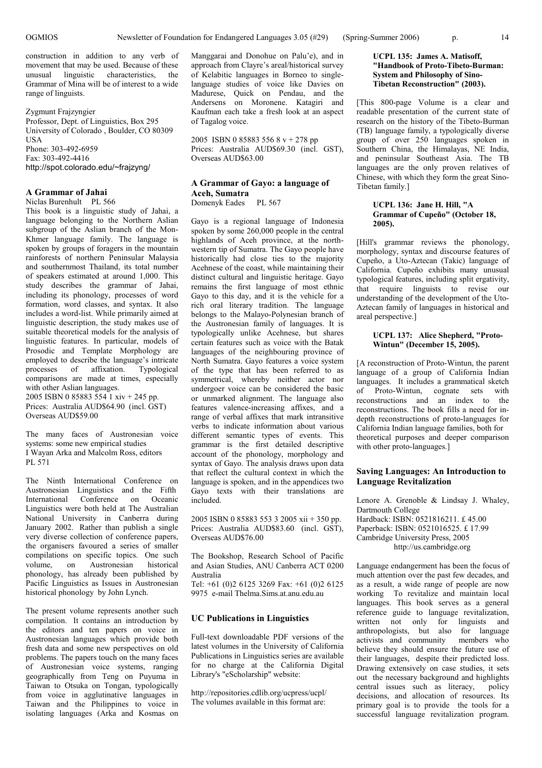construction in addition to any verb of movement that may be used. Because of these unusual linguistic characteristics, the Grammar of Mina will be of interest to a wide range of linguists.

Zygmunt Frajzyngier
Professor, Dept. of Linguistics, Box 295
University of Colorado , Boulder, CO 80309
USA
Phone: 303-492-6959
Fax: 303-492-4416
http://spot.colorado.edu/~frajzyng/

### A Grammar of Jahai

Niclas Burenhult PL 566

This book is a linguistic study of Jahai, a language belonging to the Northern Aslian subgroup of the Aslian branch of the Mon-Khmer language family. The language is spoken by groups of foragers in the mountain rainforests of northern Peninsular Malaysia and southernmost Thailand, its total number of speakers estimated at around 1,000. This study describes the grammar of Jahai, including its phonology, processes of word formation, word classes, and syntax. It also includes a word-list. While primarily aimed at linguistic description, the study makes use of suitable theoretical models for the analysis of linguistic features. In particular, models of Prosodic and Template Morphology are employed to describe the language's intricate processes of affixation. Typological comparisons are made at times, especially with other Aslian languages.
2005 ISBN 0 85883 554 1 xiv + 245 pp.
Prices: Australia AUD$64.90 (incl. GST) Overseas AUD$59.00

The many faces of Austronesian voice systems: some new empirical studies
I Wayan Arka and Malcolm Ross, editors
PL 571

The Ninth International Conference on Austronesian Linguistics and the Fifth International Conference on Oceanic Linguistics were both held at The Australian National University in Canberra during January 2002. Rather than publish a single very diverse collection of conference papers, the organisers favoured a series of smaller compilations on specific topics. One such volume, on Austronesian historical phonology, has already been published by Pacific Linguistics as Issues in Austronesian historical phonology by John Lynch.

The present volume represents another such compilation. It contains an introduction by the editors and ten papers on voice in Austronesian languages which provide both fresh data and some new perspectives on old problems. The papers touch on the many faces of Austronesian voice systems, ranging geographically from Teng on Puyuma in Taiwan to Otsuka on Tongan, typologically from voice in agglutinative languages in Taiwan and the Philippines to voice in isolating languages (Arka and Kosmas on Manggarai and Donohue on Palu'e), and in approach from Clayre's areal/historical survey of Kelabitic languages in Borneo to single-language studies of voice like Davies on Madurese, Quick on Pendau, and the Andersens on Moronene. Katagiri and Kaufman each take a fresh look at an aspect of Tagalog voice.

2005 ISBN 0 85883 556 8 v + 278 pp
Prices: Australia AUD$69.30 (incl. GST), Overseas AUD$63.00

### A Grammar of Gayo: a language of Aceh, Sumatra

Domenyk Eades PL 567

Gayo is a regional language of Indonesia spoken by some 260,000 people in the central highlands of Aceh province, at the north-western tip of Sumatra. The Gayo people have historically had close ties to the majority Acehnese of the coast, while maintaining their distinct cultural and linguistic heritage. Gayo remains the first language of most ethnic Gayo to this day, and it is the vehicle for a rich oral literary tradition. The language belongs to the Malayo-Polynesian branch of the Austronesian family of languages. It is typologically unlike Acehnese, but shares certain features such as voice with the Batak languages of the neighbouring province of North Sumatra. Gayo features a voice system of the type that has been referred to as symmetrical, whereby neither actor nor undergoer voice can be considered the basic or unmarked alignment. The language also features valence-increasing affixes, and a range of verbal affixes that mark intransitive verbs to indicate information about various different semantic types of events. This grammar is the first detailed descriptive account of the phonology, morphology and syntax of Gayo. The analysis draws upon data that reflect the cultural context in which the language is spoken, and in the appendices two Gayo texts with their translations are included.

2005 ISBN 0 85883 553 3 2005 xii + 350 pp.
Prices: Australia AUD$83.60 (incl. GST), Overseas AUD$76.00

The Bookshop, Research School of Pacific and Asian Studies, ANU Canberra ACT 0200 Australia
Tel: +61 (0)2 6125 3269 Fax: +61 (0)2 6125 9975 e-mail Thelma.Sims.at.anu.edu.au

### UC Publications in Linguistics

Full-text downloadable PDF versions of the latest volumes in the University of California Publications in Linguistics series are available for no charge at the California Digital Library's "eScholarship" website:

http://repositories.cdlib.org/ucpress/ucpl/
The volumes available in this format are:

**UCPL 135: James A. Matisoff, "Handbook of Proto-Tibeto-Burman: System and Philosophy of Sino-Tibetan Reconstruction" (2003).**

[This 800-page Volume is a clear and readable presentation of the current state of research on the history of the Tibeto-Burman (TB) language family, a typologically diverse group of over 250 languages spoken in Southern China, the Himalayas, NE India, and peninsular Southeast Asia. The TB languages are the only proven relatives of Chinese, with which they form the great Sino-Tibetan family.]

**UCPL 136: Jane H. Hill, "A Grammar of Cupeño" (October 18, 2005).**

[Hill's grammar reviews the phonology, morphology, syntax and discourse features of Cupeño, a Uto-Aztecan (Takic) language of California. Cupeño exhibits many unusual typological features, including split ergativity, that require linguists to revise our understanding of the development of the Uto-Aztecan family of languages in historical and areal perspective.]

**UCPL 137: Alice Shepherd, "Proto-Wintun" (December 15, 2005).**

[A reconstruction of Proto-Wintun, the parent language of a group of California Indian languages. It includes a grammatical sketch of Proto-Wintun, cognate sets with reconstructions and an index to the reconstructions. The book fills a need for in-depth reconstructions of proto-languages for California Indian language families, both for theoretical purposes and deeper comparison with other proto-languages.]

### Saving Languages: An Introduction to Language Revitalization

Lenore A. Grenoble & Lindsay J. Whaley, Dartmouth College
Hardback: ISBN: 0521816211. £ 45.00
Paperback: ISBN: 0521016525. £ 17.99
Cambridge University Press, 2005
http://us.cambridge.org

Language endangerment has been the focus of much attention over the past few decades, and as a result, a wide range of people are now working To revitalize and maintain local languages. This book serves as a general reference guide to language revitalization, written not only for linguists and anthropologists, but also for language activists and community members who believe they should ensure the future use of their languages, despite their predicted loss. Drawing extensively on case studies, it sets out the necessary background and highlights central issues such as literacy, policy decisions, and allocation of resources. Its primary goal is to provide the tools for a successful language revitalization program.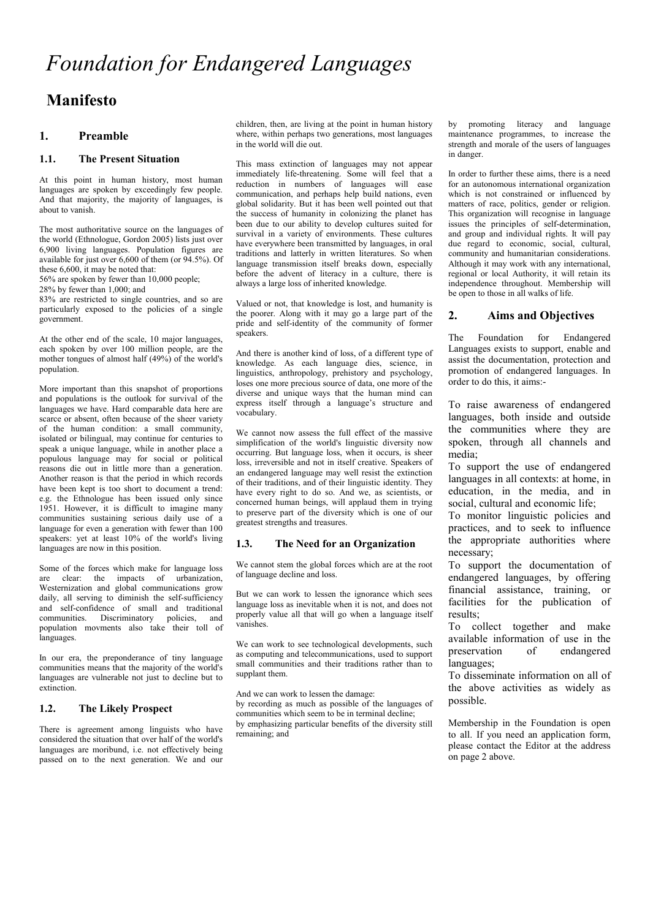// Foundation for Endangered Languages

## Manifesto

### 1. Preamble

#### 1.1. The Present Situation

At this point in human history, most human languages are spoken by exceedingly few people. And that majority, the majority of languages, is about to vanish.

The most authoritative source on the languages of the world (Ethnologue, Gordon 2005) lists just over 6,900 living languages. Population figures are available for just over 6,600 of them (or 94.5%). Of these 6,600, it may be noted that:

56% are spoken by fewer than 10,000 people;
28% by fewer than 1,000; and
83% are restricted to single countries, and so are particularly exposed to the policies of a single government.

At the other end of the scale, 10 major languages, each spoken by over 100 million people, are the mother tongues of almost half (49%) of the world's population.

More important than this snapshot of proportions and populations is the outlook for survival of the languages we have. Hard comparable data here are scarce or absent, often because of the sheer variety of the human condition: a small community, isolated or bilingual, may continue for centuries to speak a unique language, while in another place a populous language may for social or political reasons die out in little more than a generation. Another reason is that the period in which records have been kept is too short to document a trend: e.g. the Ethnologue has been issued only since 1951. However, it is difficult to imagine many communities sustaining serious daily use of a language for even a generation with fewer than 100 speakers: yet at least 10% of the world's living languages are now in this position.

Some of the forces which make for language loss are clear: the impacts of urbanization, Westernization and global communications grow daily, all serving to diminish the self-sufficiency and self-confidence of small and traditional communities. Discriminatory policies, and population movments also take their toll of languages.

In our era, the preponderance of tiny language communities means that the majority of the world's languages are vulnerable not just to decline but to extinction.

#### 1.2. The Likely Prospect

There is agreement among linguists who have considered the situation that over half of the world's languages are moribund, i.e. not effectively being passed on to the next generation. We and our children, then, are living at the point in human history where, within perhaps two generations, most languages in the world will die out.

This mass extinction of languages may not appear immediately life-threatening. Some will feel that a reduction in numbers of languages will ease communication, and perhaps help build nations, even global solidarity. But it has been well pointed out that the success of humanity in colonizing the planet has been due to our ability to develop cultures suited for survival in a variety of environments. These cultures have everywhere been transmitted by languages, in oral traditions and latterly in written literatures. So when language transmission itself breaks down, especially before the advent of literacy in a culture, there is always a large loss of inherited knowledge.

Valued or not, that knowledge is lost, and humanity is the poorer. Along with it may go a large part of the pride and self-identity of the community of former speakers.

And there is another kind of loss, of a different type of knowledge. As each language dies, science, in linguistics, anthropology, prehistory and psychology, loses one more precious source of data, one more of the diverse and unique ways that the human mind can express itself through a language's structure and vocabulary.

We cannot now assess the full effect of the massive simplification of the world's linguistic diversity now occurring. But language loss, when it occurs, is sheer loss, irreversible and not in itself creative. Speakers of an endangered language may well resist the extinction of their traditions, and of their linguistic identity. They have every right to do so. And we, as scientists, or concerned human beings, will applaud them in trying to preserve part of the diversity which is one of our greatest strengths and treasures.

#### 1.3. The Need for an Organization

We cannot stem the global forces which are at the root of language decline and loss.

But we can work to lessen the ignorance which sees language loss as inevitable when it is not, and does not properly value all that will go when a language itself vanishes.

We can work to see technological developments, such as computing and telecommunications, used to support small communities and their traditions rather than to supplant them.

And we can work to lessen the damage:
by recording as much as possible of the languages of communities which seem to be in terminal decline;
by emphasizing particular benefits of the diversity still remaining; and
by promoting literacy and language maintenance programmes, to increase the strength and morale of the users of languages in danger.

In order to further these aims, there is a need for an autonomous international organization which is not constrained or influenced by matters of race, politics, gender or religion. This organization will recognise in language issues the principles of self-determination, and group and individual rights. It will pay due regard to economic, social, cultural, community and humanitarian considerations. Although it may work with any international, regional or local Authority, it will retain its independence throughout. Membership will be open to those in all walks of life.

### 2. Aims and Objectives

The Foundation for Endangered Languages exists to support, enable and assist the documentation, protection and promotion of endangered languages. In order to do this, it aims:-

To raise awareness of endangered languages, both inside and outside the communities where they are spoken, through all channels and media;
To support the use of endangered languages in all contexts: at home, in education, in the media, and in social, cultural and economic life;
To monitor linguistic policies and practices, and to seek to influence the appropriate authorities where necessary;
To support the documentation of endangered languages, by offering financial assistance, training, or facilities for the publication of results;
To collect together and make available information of use in the preservation of endangered languages;
To disseminate information on all of the above activities as widely as possible.

Membership in the Foundation is open to all. If you need an application form, please contact the Editor at the address on page 2 above.